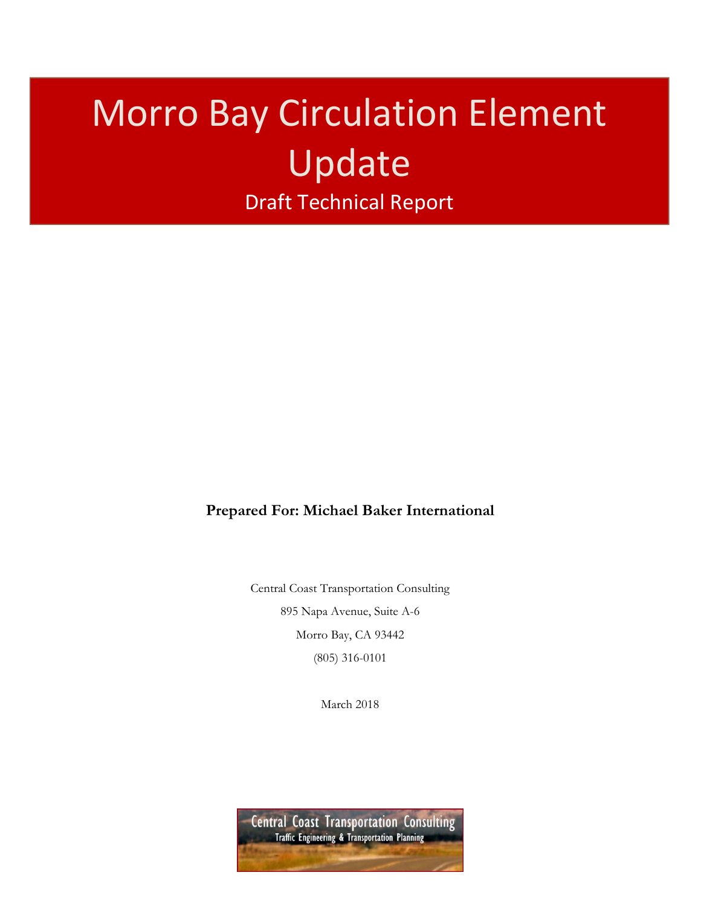# Morro Bay Circulation Element Update

## Draft Technical Report

**Prepared For: Michael Baker International**

Central Coast Transportation Consulting

895 Napa Avenue, Suite A-6

Morro Bay, CA 93442

(805) 316-0101

March 2018

Central Coast Transportation Consulting

Traffic Engineering & Transportation Planning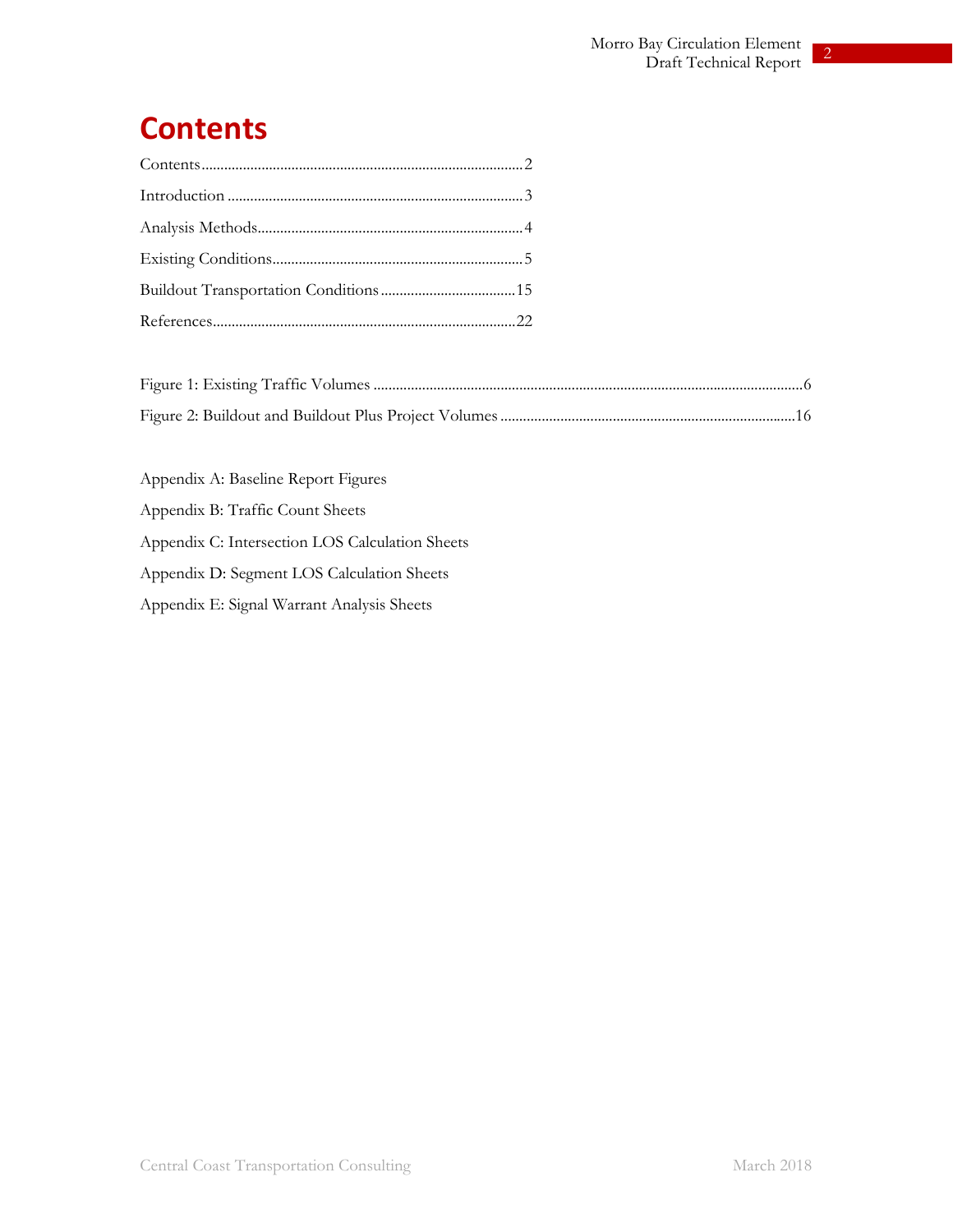# Contents

Contents.....................................................................................2

Introduction ..............................................................................3

Analysis Methods......................................................................4

Existing Conditions...................................................................5

Buildout Transportation Conditions....................................15

References................................................................................22

Figure 1: Existing Traffic Volumes ..................................................................................................................6

Figure 2: Buildout and Buildout Plus Project Volumes ..............................................................................16

Appendix A: Baseline Report Figures

Appendix B: Traffic Count Sheets

Appendix C: Intersection LOS Calculation Sheets

Appendix D: Segment LOS Calculation Sheets

Appendix E: Signal Warrant Analysis Sheets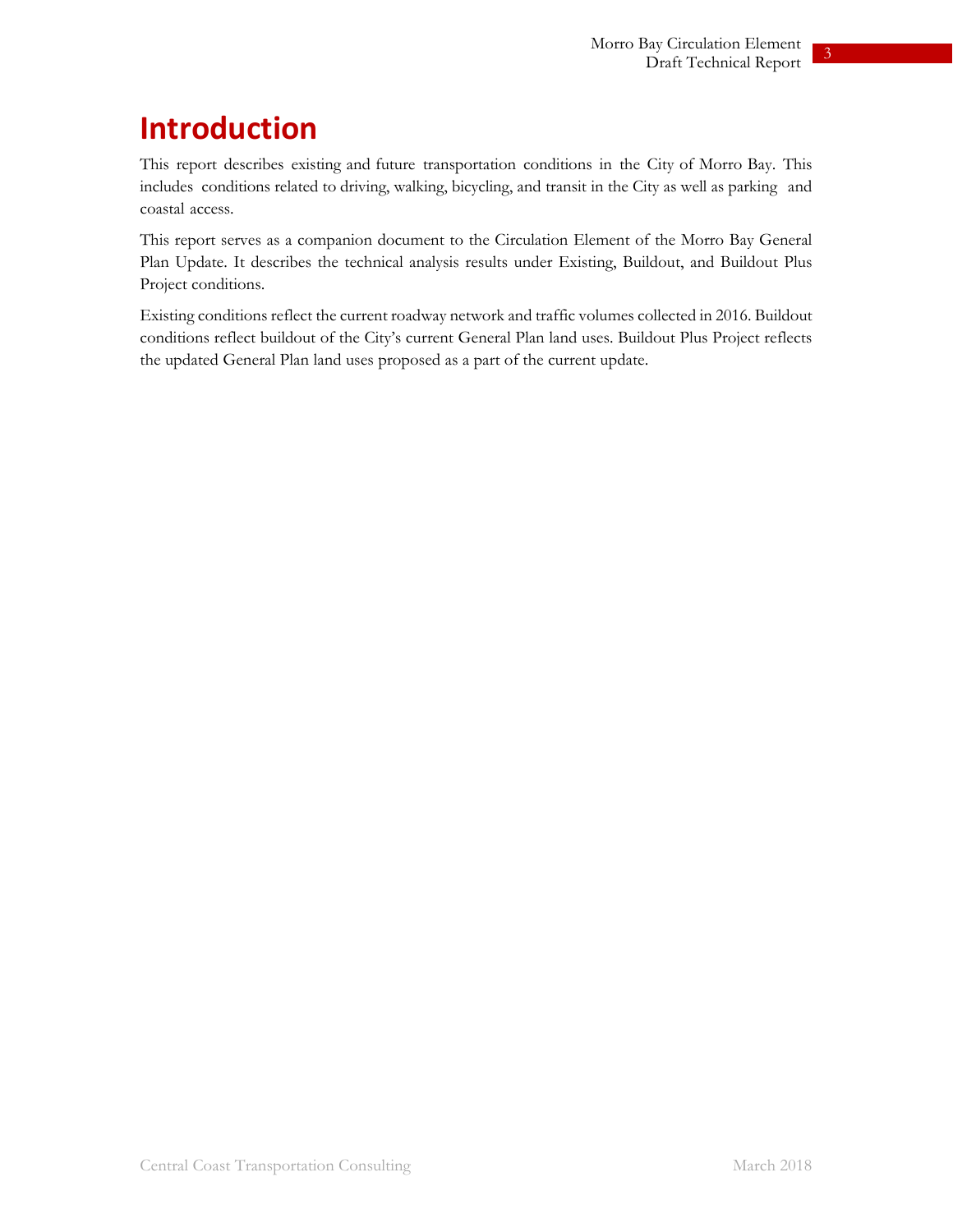# Introduction

This report describes existing and future transportation conditions in the City of Morro Bay. This includes conditions related to driving, walking, bicycling, and transit in the City as well as parking and coastal access.

This report serves as a companion document to the Circulation Element of the Morro Bay General Plan Update. It describes the technical analysis results under Existing, Buildout, and Buildout Plus Project conditions.

Existing conditions reflect the current roadway network and traffic volumes collected in 2016. Buildout conditions reflect buildout of the City's current General Plan land uses. Buildout Plus Project reflects the updated General Plan land uses proposed as a part of the current update.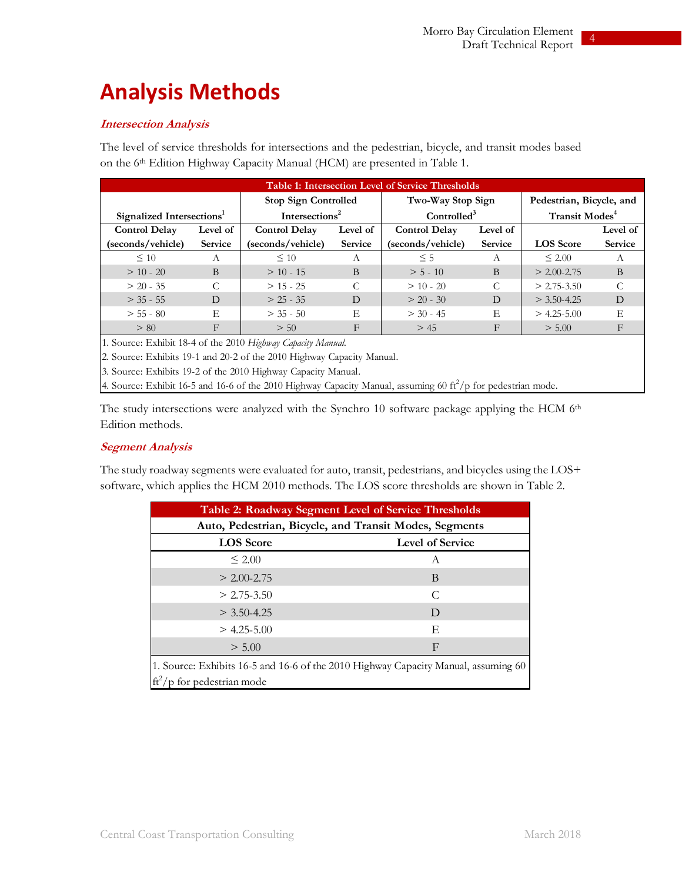# Analysis Methods

### *Intersection Analysis*

The level of service thresholds for intersections and the pedestrian, bicycle, and transit modes based on the 6th Edition Highway Capacity Manual (HCM) are presented in Table 1.

**Table 1: Intersection Level of Service Thresholds**

| Signalized Intersections[1] | | Stop Sign Controlled Intersections[2] | | Two-Way Stop Sign Controlled[3] | | Pedestrian, Bicycle, and Transit Modes[4] | |
|---|---|---|---|---|---|---|---|
| Control Delay (seconds/vehicle) | Level of Service | Control Delay (seconds/vehicle) | Level of Service | Control Delay (seconds/vehicle) | Level of Service | LOS Score | Level of Service |
| ≤ 10 | A | ≤ 10 | A | ≤ 5 | A | ≤ 2.00 | A |
| > 10 - 20 | B | > 10 - 15 | B | > 5 - 10 | B | > 2.00-2.75 | B |
| > 20 - 35 | C | > 15 - 25 | C | > 10 - 20 | C | > 2.75-3.50 | C |
| > 35 - 55 | D | > 25 - 35 | D | > 20 - 30 | D | > 3.50-4.25 | D |
| > 55 - 80 | E | > 35 - 50 | E | > 30 - 45 | E | > 4.25-5.00 | E |
| > 80 | F | > 50 | F | > 45 | F | > 5.00 | F |

1. Source: Exhibit 18-4 of the 2010 *Highway Capacity Manual.*
2. Source: Exhibits 19-1 and 20-2 of the 2010 Highway Capacity Manual.
3. Source: Exhibits 19-2 of the 2010 Highway Capacity Manual.
4. Source: Exhibit 16-5 and 16-6 of the 2010 Highway Capacity Manual, assuming 60 $ft^2$/p for pedestrian mode.

The study intersections were analyzed with the Synchro 10 software package applying the HCM 6th Edition methods.

### *Segment Analysis*

The study roadway segments were evaluated for auto, transit, pedestrians, and bicycles using the LOS+ software, which applies the HCM 2010 methods. The LOS score thresholds are shown in Table 2.

**Table 2: Roadway Segment Level of Service Thresholds**

| Auto, Pedestrian, Bicycle, and Transit Modes, Segments | |
|---|---|
| LOS Score | Level of Service |
| ≤ 2.00 | A |
| > 2.00-2.75 | B |
| > 2.75-3.50 | C |
| > 3.50-4.25 | D |
| > 4.25-5.00 | E |
| > 5.00 | F |

1. Source: Exhibits 16-5 and 16-6 of the 2010 Highway Capacity Manual, assuming 60 $ft^2$/p for pedestrian mode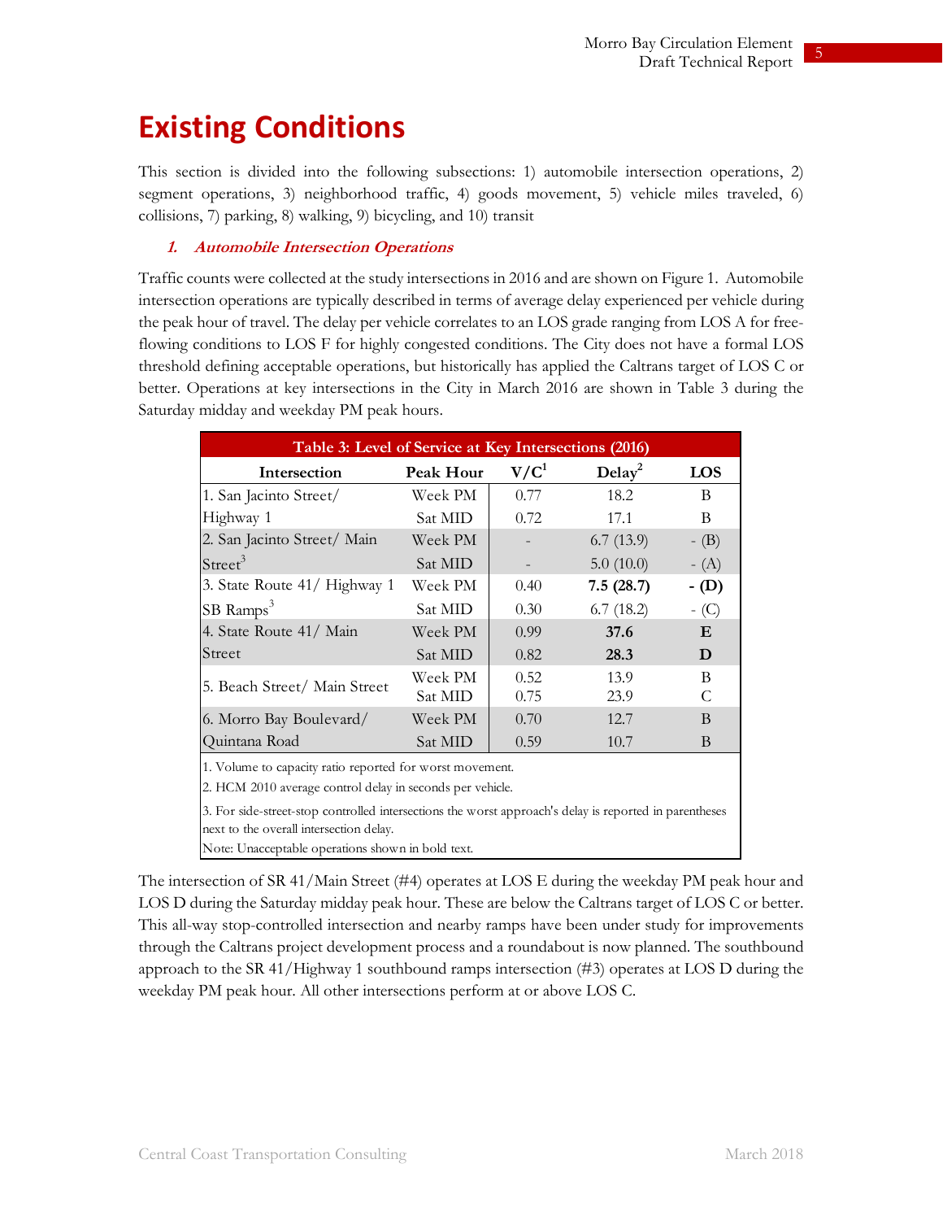# Existing Conditions

This section is divided into the following subsections: 1) automobile intersection operations, 2) segment operations, 3) neighborhood traffic, 4) goods movement, 5) vehicle miles traveled, 6) collisions, 7) parking, 8) walking, 9) bicycling, and 10) transit

### *1. Automobile Intersection Operations*

Traffic counts were collected at the study intersections in 2016 and are shown on Figure 1. Automobile intersection operations are typically described in terms of average delay experienced per vehicle during the peak hour of travel. The delay per vehicle correlates to an LOS grade ranging from LOS A for free-flowing conditions to LOS F for highly congested conditions. The City does not have a formal LOS threshold defining acceptable operations, but historically has applied the Caltrans target of LOS C or better. Operations at key intersections in the City in March 2016 are shown in Table 3 during the Saturday midday and weekday PM peak hours.

**Table 3: Level of Service at Key Intersections (2016)**

| Intersection | Peak Hour | V/C[1] | Delay[2] | LOS |
|---|---|---|---|---|
| 1. San Jacinto Street/ Highway 1 | Week PM | 0.77 | 18.2 | B |
| | Sat MID | 0.72 | 17.1 | B |
| 2. San Jacinto Street/ Main Street[3] | Week PM | - | 6.7 (13.9) | - (B) |
| | Sat MID | - | 5.0 (10.0) | - (A) |
| 3. State Route 41/ Highway 1 SB Ramps[3] | Week PM | 0.40 | **7.5 (28.7)** | **- (D)** |
| | Sat MID | 0.30 | 6.7 (18.2) | - (C) |
| 4. State Route 41/ Main Street | Week PM | 0.99 | **37.6** | **E** |
| | Sat MID | 0.82 | **28.3** | **D** |
| 5. Beach Street/ Main Street | Week PM | 0.52 | 13.9 | B |
| | Sat MID | 0.75 | 23.9 | C |
| 6. Morro Bay Boulevard/ Quintana Road | Week PM | 0.70 | 12.7 | B |
| | Sat MID | 0.59 | 10.7 | B |

1. Volume to capacity ratio reported for worst movement.
2. HCM 2010 average control delay in seconds per vehicle.
3. For side-street-stop controlled intersections the worst approach's delay is reported in parentheses next to the overall intersection delay.

Note: Unacceptable operations shown in bold text.

The intersection of SR 41/Main Street (#4) operates at LOS E during the weekday PM peak hour and LOS D during the Saturday midday peak hour. These are below the Caltrans target of LOS C or better. This all-way stop-controlled intersection and nearby ramps have been under study for improvements through the Caltrans project development process and a roundabout is now planned. The southbound approach to the SR 41/Highway 1 southbound ramps intersection (#3) operates at LOS D during the weekday PM peak hour. All other intersections perform at or above LOS C.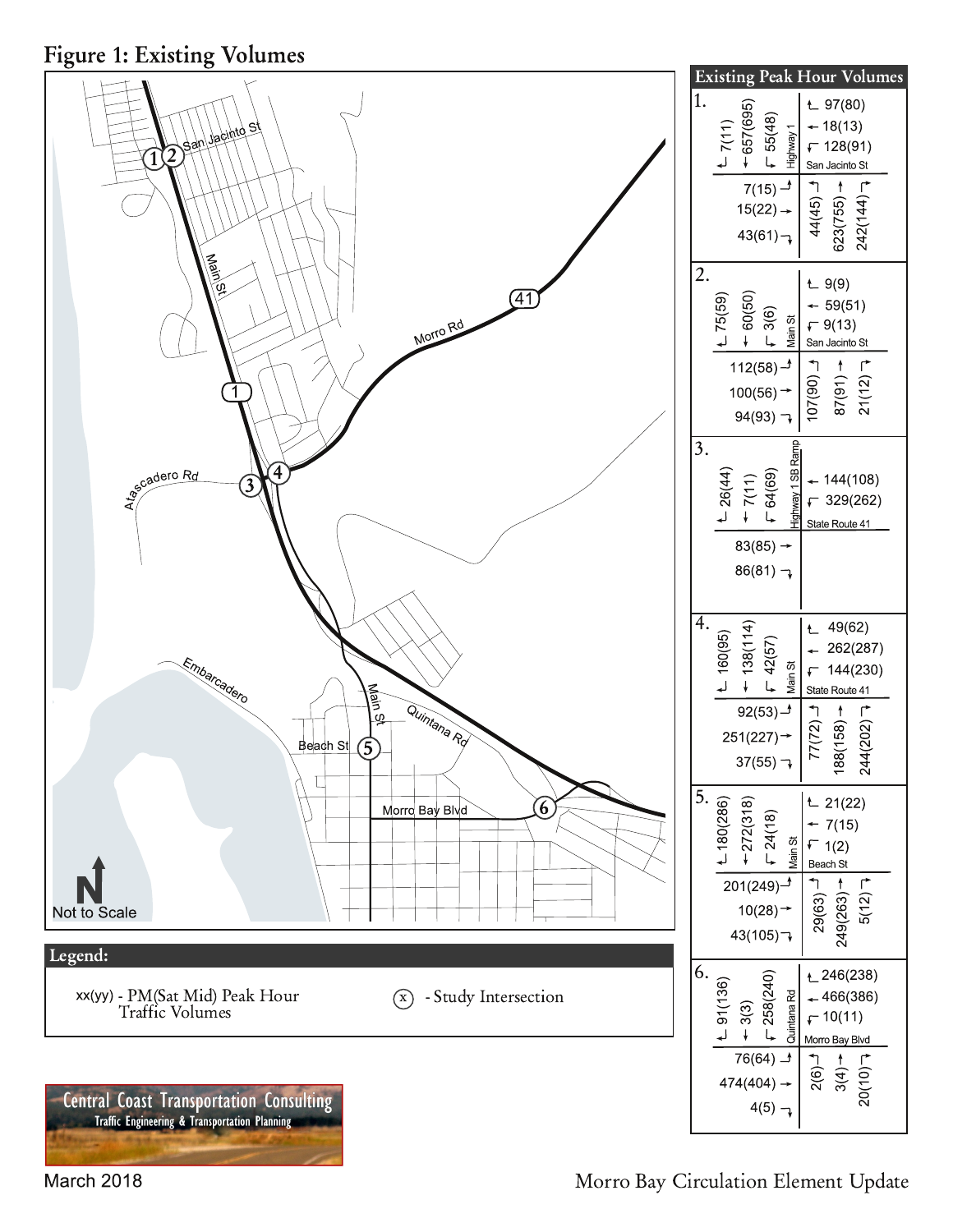# Figure 1: Existing Volumes

San Jacinto St

Main St

Morro Rd

41

1

Atascadero Rd

1 2 3 4 5 6

Embarcadero

Main St

Quintana Rd

Beach St

Morro Bay Blvd

N

Not to Scale

## Existing Peak Hour Volumes

1.
Highway 1 / San Jacinto St

7(11) 657(695) 55(48)

97(80)
18(13)
128(91)

7(15)
15(22)
43(61)

44(45) 623(755) 242(144)

2.
Main St / San Jacinto St

75(59) 60(50) 3(6)

9(9)
59(51)
9(13)

112(58)
100(56)
94(93)

107(90) 87(91) 21(12)

3.
Highway 1 SB Ramp / State Route 41

26(44) 7(11) 64(69)

144(108)
329(262)

83(85)
86(81)

4.
Main St / State Route 41

160(95) 138(114) 42(57)

49(62)
262(287)
144(230)

92(53)
251(227)
37(55)

77(72) 188(158) 244(202)

5.
Main St / Beach St

180(286) 272(318) 24(18)

21(22)
7(15)
1(2)

201(249)
10(28)
43(105)

29(63) 249(263) 5(12)

6.
Quintana Rd / Morro Bay Blvd

91(136) 3(3) 258(240)

246(238)
466(386)
10(11)

76(64)
474(404)
4(5)

2(6) 3(4) 20(10)

## Legend:

xx(yy) - PM(Sat Mid) Peak Hour Traffic Volumes

(x) - Study Intersection

Central Coast Transportation Consulting
Traffic Engineering & Transportation Planning

March 2018

Morro Bay Circulation Element Update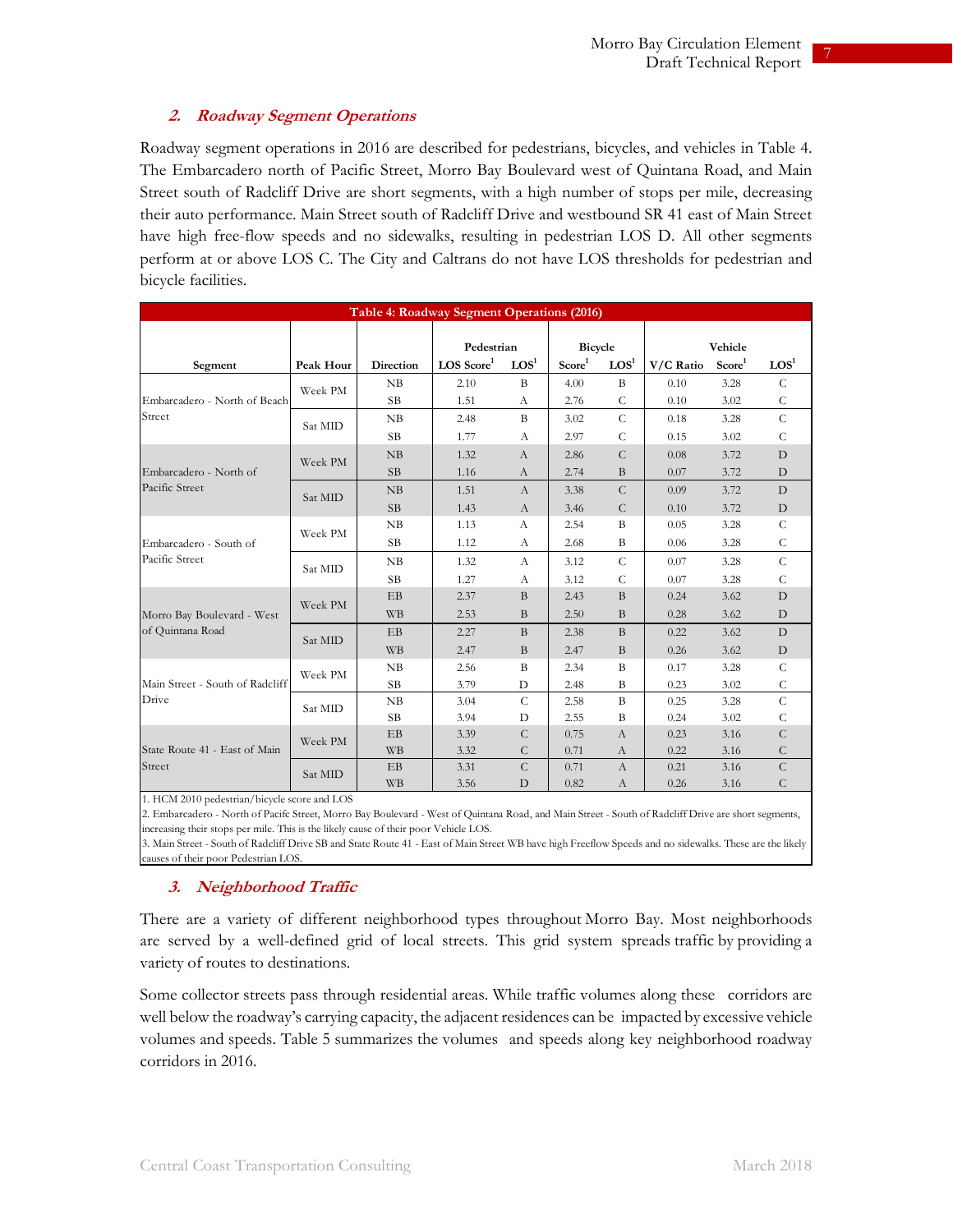### 2. *Roadway Segment Operations*

Roadway segment operations in 2016 are described for pedestrians, bicycles, and vehicles in Table 4. The Embarcadero north of Pacific Street, Morro Bay Boulevard west of Quintana Road, and Main Street south of Radcliff Drive are short segments, with a high number of stops per mile, decreasing their auto performance. Main Street south of Radcliff Drive and westbound SR 41 east of Main Street have high free-flow speeds and no sidewalks, resulting in pedestrian LOS D. All other segments perform at or above LOS C. The City and Caltrans do not have LOS thresholds for pedestrian and bicycle facilities.

**Table 4: Roadway Segment Operations (2016)**

| Segment | Peak Hour | Direction | Pedestrian | | Bicycle | | Vehicle | | |
|---|---|---|---|---|---|---|---|---|---|
| | | | LOS Score[1] | LOS[1] | Score[1] | LOS[1] | V/C Ratio | Score[1] | LOS[1] |
| Embarcadero - North of Beach Street | Week PM | NB | 2.10 | B | 4.00 | B | 0.10 | 3.28 | C |
| | | SB | 1.51 | A | 2.76 | C | 0.10 | 3.02 | C |
| | Sat MID | NB | 2.48 | B | 3.02 | C | 0.18 | 3.28 | C |
| | | SB | 1.77 | A | 2.97 | C | 0.15 | 3.02 | C |
| Embarcadero - North of Pacific Street | Week PM | NB | 1.32 | A | 2.86 | C | 0.08 | 3.72 | D |
| | | SB | 1.16 | A | 2.74 | B | 0.07 | 3.72 | D |
| | Sat MID | NB | 1.51 | A | 3.38 | C | 0.09 | 3.72 | D |
| | | SB | 1.43 | A | 3.46 | C | 0.10 | 3.72 | D |
| Embarcadero - South of Pacific Street | Week PM | NB | 1.13 | A | 2.54 | B | 0.05 | 3.28 | C |
| | | SB | 1.12 | A | 2.68 | B | 0.06 | 3.28 | C |
| | Sat MID | NB | 1.32 | A | 3.12 | C | 0.07 | 3.28 | C |
| | | SB | 1.27 | A | 3.12 | C | 0.07 | 3.28 | C |
| Morro Bay Boulevard - West of Quintana Road | Week PM | EB | 2.37 | B | 2.43 | B | 0.24 | 3.62 | D |
| | | WB | 2.53 | B | 2.50 | B | 0.28 | 3.62 | D |
| | Sat MID | EB | 2.27 | B | 2.38 | B | 0.22 | 3.62 | D |
| | | WB | 2.47 | B | 2.47 | B | 0.26 | 3.62 | D |
| Main Street - South of Radcliff Drive | Week PM | NB | 2.56 | B | 2.34 | B | 0.17 | 3.28 | C |
| | | SB | 3.79 | D | 2.48 | B | 0.23 | 3.02 | C |
| | Sat MID | NB | 3.04 | C | 2.58 | B | 0.25 | 3.28 | C |
| | | SB | 3.94 | D | 2.55 | B | 0.24 | 3.02 | C |
| State Route 41 - East of Main Street | Week PM | EB | 3.39 | C | 0.75 | A | 0.23 | 3.16 | C |
| | | WB | 3.32 | C | 0.71 | A | 0.22 | 3.16 | C |
| | Sat MID | EB | 3.31 | C | 0.71 | A | 0.21 | 3.16 | C |
| | | WB | 3.56 | D | 0.82 | A | 0.26 | 3.16 | C |

1. HCM 2010 pedestrian/bicycle score and LOS
2. Embarcadero - North of Pacifc Street, Morro Bay Boulevard - West of Quintana Road, and Main Street - South of Radcliff Drive are short segments, increasing their stops per mile. This is the likely cause of their poor Vehicle LOS.
3. Main Street - South of Radcliff Drive SB and State Route 41 - East of Main Street WB have high Freeflow Speeds and no sidewalks. These are the likely causes of their poor Pedestrian LOS.

### 3. *Neighborhood Traffic*

There are a variety of different neighborhood types throughout Morro Bay. Most neighborhoods are served by a well-defined grid of local streets. This grid system spreads traffic by providing a variety of routes to destinations.

Some collector streets pass through residential areas. While traffic volumes along these corridors are well below the roadway's carrying capacity, the adjacent residences can be impacted by excessive vehicle volumes and speeds. Table 5 summarizes the volumes and speeds along key neighborhood roadway corridors in 2016.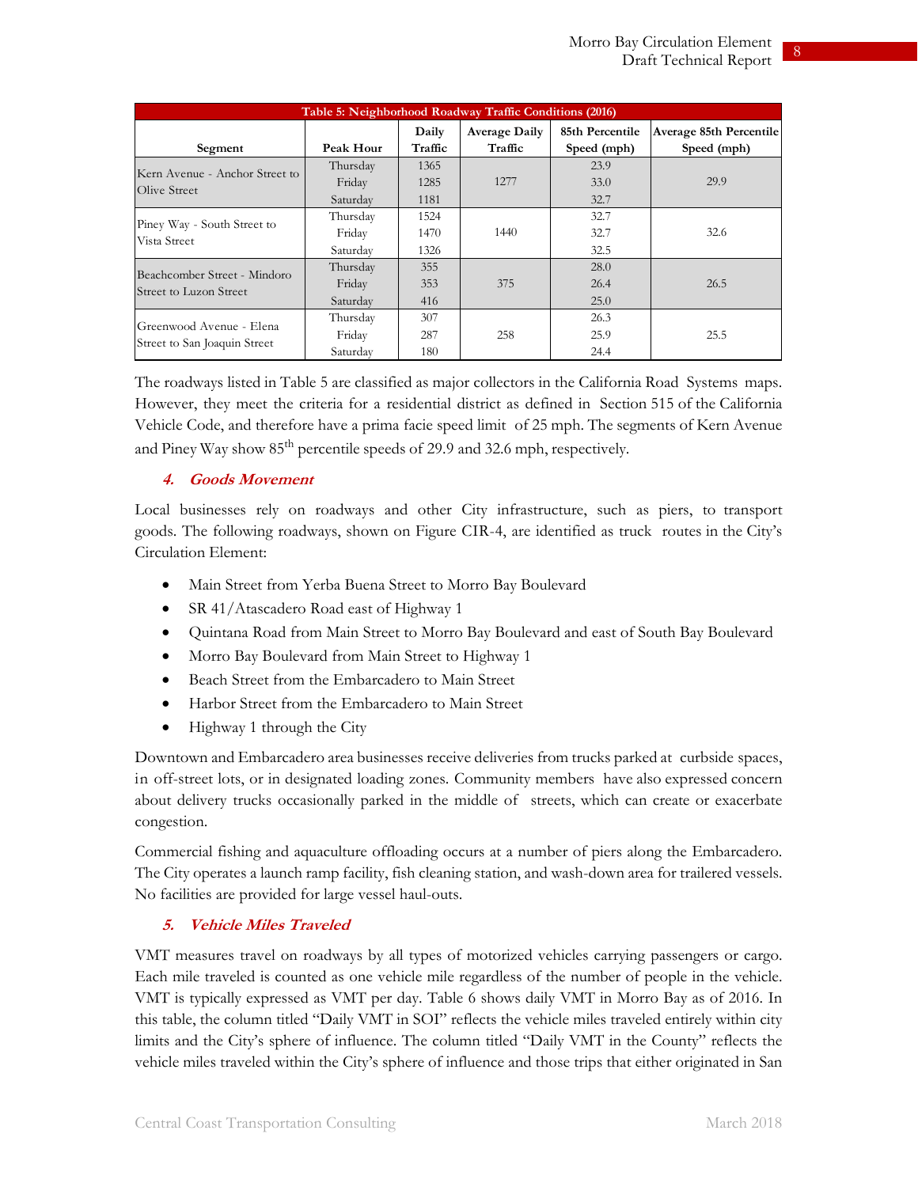| Table 5: Neighborhood Roadway Traffic Conditions (2016) | | | | | |
|---|---|---|---|---|---|
| Segment | Peak Hour | Daily Traffic | Average Daily Traffic | 85th Percentile Speed (mph) | Average 85th Percentile Speed (mph) |
| Kern Avenue - Anchor Street to Olive Street | Thursday<br>Friday<br>Saturday | 1365<br>1285<br>1181 | 1277 | 23.9<br>33.0<br>32.7 | 29.9 |
| Piney Way - South Street to Vista Street | Thursday<br>Friday<br>Saturday | 1524<br>1470<br>1326 | 1440 | 32.7<br>32.7<br>32.5 | 32.6 |
| Beachcomber Street - Mindoro Street to Luzon Street | Thursday<br>Friday<br>Saturday | 355<br>353<br>416 | 375 | 28.0<br>26.4<br>25.0 | 26.5 |
| Greenwood Avenue - Elena Street to San Joaquin Street | Thursday<br>Friday<br>Saturday | 307<br>287<br>180 | 258 | 26.3<br>25.9<br>24.4 | 25.5 |

The roadways listed in Table 5 are classified as major collectors in the California Road Systems maps. However, they meet the criteria for a residential district as defined in Section 515 of the California Vehicle Code, and therefore have a prima facie speed limit of 25 mph. The segments of Kern Avenue and Piney Way show 85th percentile speeds of 29.9 and 32.6 mph, respectively.

### *4. Goods Movement*

Local businesses rely on roadways and other City infrastructure, such as piers, to transport goods. The following roadways, shown on Figure CIR-4, are identified as truck routes in the City's Circulation Element:

- Main Street from Yerba Buena Street to Morro Bay Boulevard
- SR 41/Atascadero Road east of Highway 1
- Quintana Road from Main Street to Morro Bay Boulevard and east of South Bay Boulevard
- Morro Bay Boulevard from Main Street to Highway 1
- Beach Street from the Embarcadero to Main Street
- Harbor Street from the Embarcadero to Main Street
- Highway 1 through the City

Downtown and Embarcadero area businesses receive deliveries from trucks parked at curbside spaces, in off-street lots, or in designated loading zones. Community members have also expressed concern about delivery trucks occasionally parked in the middle of streets, which can create or exacerbate congestion.

Commercial fishing and aquaculture offloading occurs at a number of piers along the Embarcadero. The City operates a launch ramp facility, fish cleaning station, and wash-down area for trailered vessels. No facilities are provided for large vessel haul-outs.

### *5. Vehicle Miles Traveled*

VMT measures travel on roadways by all types of motorized vehicles carrying passengers or cargo. Each mile traveled is counted as one vehicle mile regardless of the number of people in the vehicle. VMT is typically expressed as VMT per day. Table 6 shows daily VMT in Morro Bay as of 2016. In this table, the column titled "Daily VMT in SOI" reflects the vehicle miles traveled entirely within city limits and the City's sphere of influence. The column titled "Daily VMT in the County" reflects the vehicle miles traveled within the City's sphere of influence and those trips that either originated in San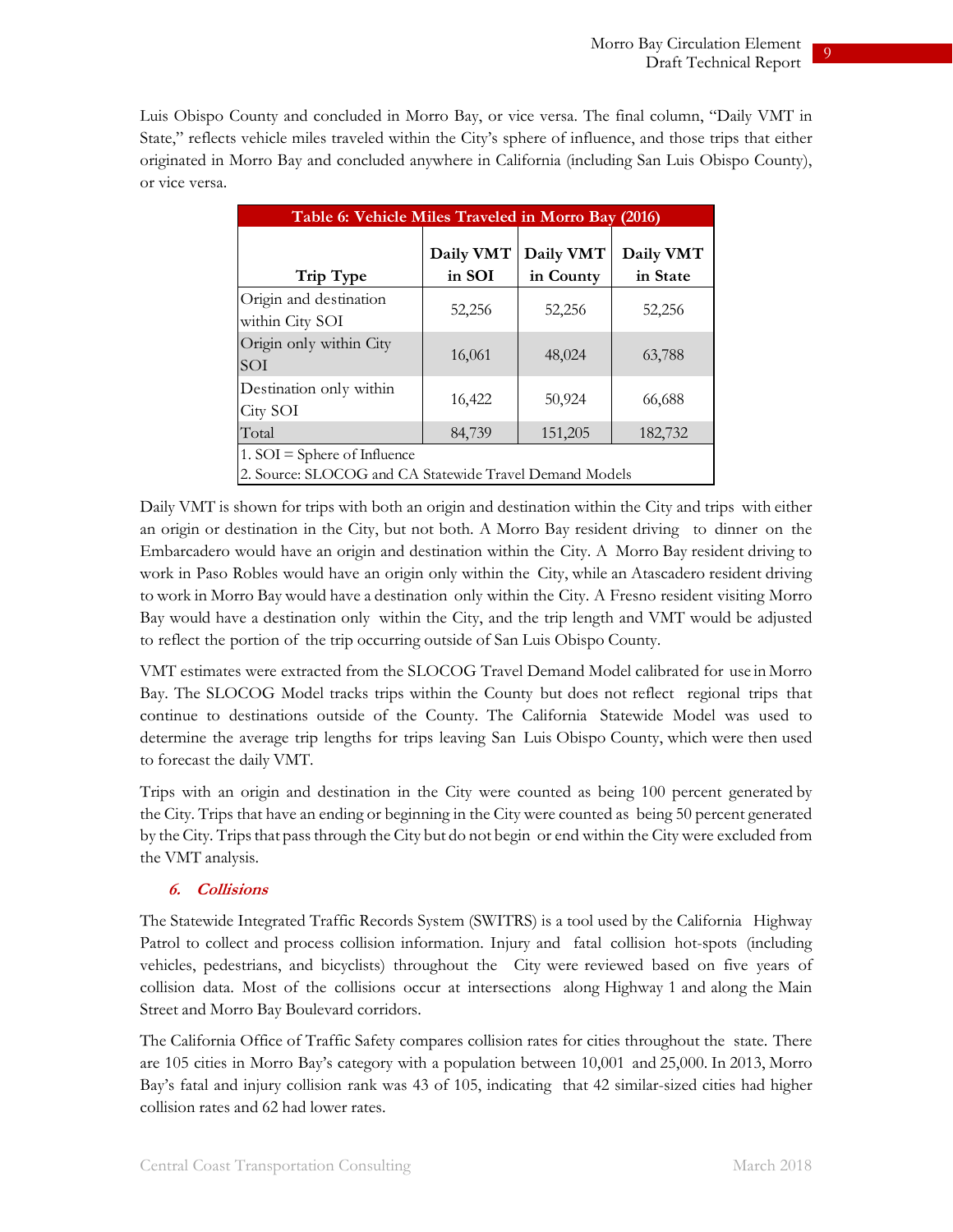Luis Obispo County and concluded in Morro Bay, or vice versa. The final column, "Daily VMT in State," reflects vehicle miles traveled within the City's sphere of influence, and those trips that either originated in Morro Bay and concluded anywhere in California (including San Luis Obispo County), or vice versa.

**Table 6: Vehicle Miles Traveled in Morro Bay (2016)**

| Trip Type | Daily VMT in SOI | Daily VMT in County | Daily VMT in State |
|---|---|---|---|
| Origin and destination within City SOI | 52,256 | 52,256 | 52,256 |
| Origin only within City SOI | 16,061 | 48,024 | 63,788 |
| Destination only within City SOI | 16,422 | 50,924 | 66,688 |
| Total | 84,739 | 151,205 | 182,732 |

1. SOI = Sphere of Influence
2. Source: SLOCOG and CA Statewide Travel Demand Models

Daily VMT is shown for trips with both an origin and destination within the City and trips with either an origin or destination in the City, but not both. A Morro Bay resident driving to dinner on the Embarcadero would have an origin and destination within the City. A Morro Bay resident driving to work in Paso Robles would have an origin only within the City, while an Atascadero resident driving to work in Morro Bay would have a destination only within the City. A Fresno resident visiting Morro Bay would have a destination only within the City, and the trip length and VMT would be adjusted to reflect the portion of the trip occurring outside of San Luis Obispo County.

VMT estimates were extracted from the SLOCOG Travel Demand Model calibrated for use in Morro Bay. The SLOCOG Model tracks trips within the County but does not reflect regional trips that continue to destinations outside of the County. The California Statewide Model was used to determine the average trip lengths for trips leaving San Luis Obispo County, which were then used to forecast the daily VMT.

Trips with an origin and destination in the City were counted as being 100 percent generated by the City. Trips that have an ending or beginning in the City were counted as being 50 percent generated by the City. Trips that pass through the City but do not begin or end within the City were excluded from the VMT analysis.

### 6. *Collisions*

The Statewide Integrated Traffic Records System (SWITRS) is a tool used by the California Highway Patrol to collect and process collision information. Injury and fatal collision hot-spots (including vehicles, pedestrians, and bicyclists) throughout the City were reviewed based on five years of collision data. Most of the collisions occur at intersections along Highway 1 and along the Main Street and Morro Bay Boulevard corridors.

The California Office of Traffic Safety compares collision rates for cities throughout the state. There are 105 cities in Morro Bay's category with a population between 10,001 and 25,000. In 2013, Morro Bay's fatal and injury collision rank was 43 of 105, indicating that 42 similar-sized cities had higher collision rates and 62 had lower rates.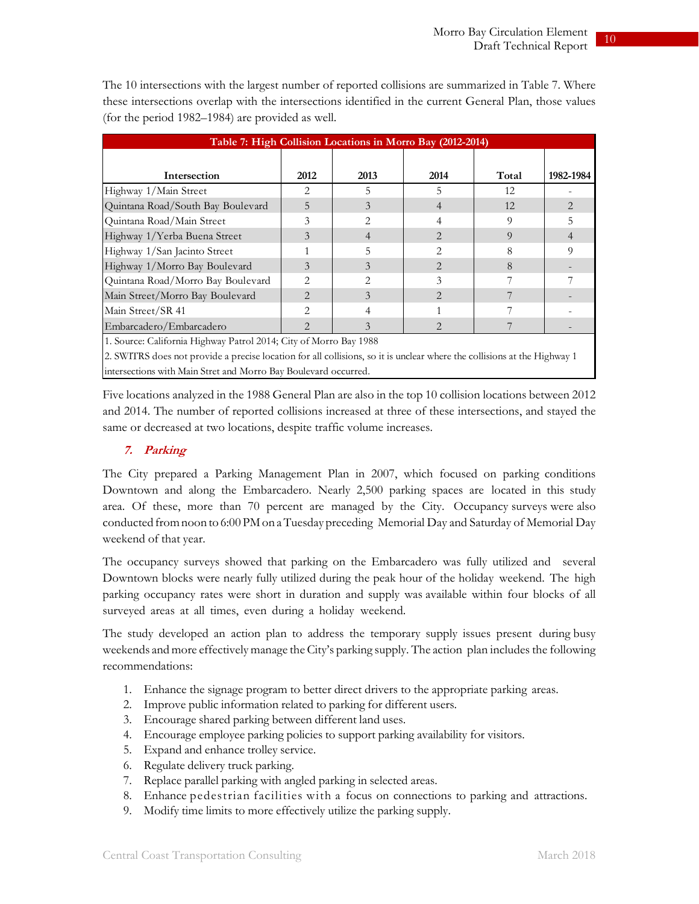The 10 intersections with the largest number of reported collisions are summarized in Table 7. Where these intersections overlap with the intersections identified in the current General Plan, those values (for the period 1982–1984) are provided as well.

**Table 7: High Collision Locations in Morro Bay (2012-2014)**

| Intersection | 2012 | 2013 | 2014 | Total | 1982-1984 |
|---|---|---|---|---|---|
| Highway 1/Main Street | 2 | 5 | 5 | 12 | - |
| Quintana Road/South Bay Boulevard | 5 | 3 | 4 | 12 | 2 |
| Quintana Road/Main Street | 3 | 2 | 4 | 9 | 5 |
| Highway 1/Yerba Buena Street | 3 | 4 | 2 | 9 | 4 |
| Highway 1/San Jacinto Street | 1 | 5 | 2 | 8 | 9 |
| Highway 1/Morro Bay Boulevard | 3 | 3 | 2 | 8 | - |
| Quintana Road/Morro Bay Boulevard | 2 | 2 | 3 | 7 | 7 |
| Main Street/Morro Bay Boulevard | 2 | 3 | 2 | 7 | - |
| Main Street/SR 41 | 2 | 4 | 1 | 7 | - |
| Embarcadero/Embarcadero | 2 | 3 | 2 | 7 | - |

1. Source: California Highway Patrol 2014; City of Morro Bay 1988
2. SWITRS does not provide a precise location for all collisions, so it is unclear where the collisions at the Highway 1 intersections with Main Stret and Morro Bay Boulevard occurred.

Five locations analyzed in the 1988 General Plan are also in the top 10 collision locations between 2012 and 2014. The number of reported collisions increased at three of these intersections, and stayed the same or decreased at two locations, despite traffic volume increases.

### *7. Parking*

The City prepared a Parking Management Plan in 2007, which focused on parking conditions Downtown and along the Embarcadero. Nearly 2,500 parking spaces are located in this study area. Of these, more than 70 percent are managed by the City. Occupancy surveys were also conducted from noon to 6:00 PM on a Tuesday preceding Memorial Day and Saturday of Memorial Day weekend of that year.

The occupancy surveys showed that parking on the Embarcadero was fully utilized and several Downtown blocks were nearly fully utilized during the peak hour of the holiday weekend. The high parking occupancy rates were short in duration and supply was available within four blocks of all surveyed areas at all times, even during a holiday weekend.

The study developed an action plan to address the temporary supply issues present during busy weekends and more effectively manage the City's parking supply. The action plan includes the following recommendations:

1. Enhance the signage program to better direct drivers to the appropriate parking areas.
2. Improve public information related to parking for different users.
3. Encourage shared parking between different land uses.
4. Encourage employee parking policies to support parking availability for visitors.
5. Expand and enhance trolley service.
6. Regulate delivery truck parking.
7. Replace parallel parking with angled parking in selected areas.
8. Enhance pedestrian facilities with a focus on connections to parking and attractions.
9. Modify time limits to more effectively utilize the parking supply.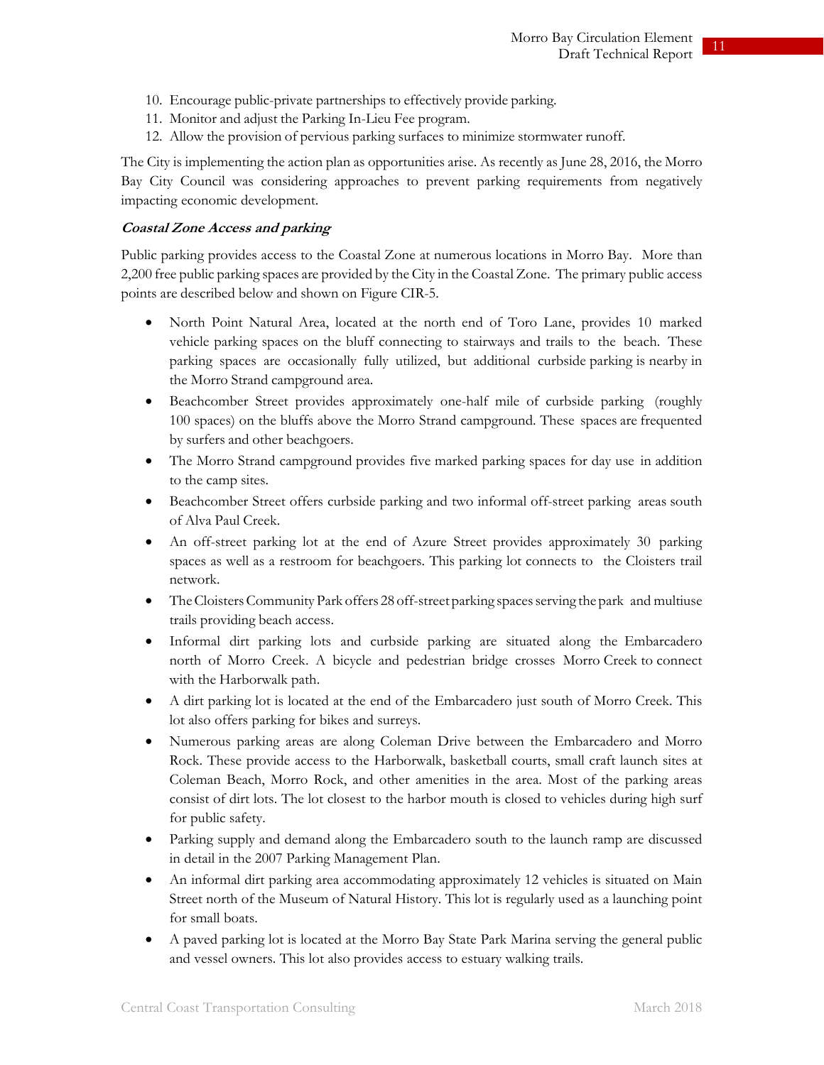10. Encourage public-private partnerships to effectively provide parking.
11. Monitor and adjust the Parking In-Lieu Fee program.
12. Allow the provision of pervious parking surfaces to minimize stormwater runoff.

The City is implementing the action plan as opportunities arise. As recently as June 28, 2016, the Morro Bay City Council was considering approaches to prevent parking requirements from negatively impacting economic development.

***Coastal Zone Access and parking***

Public parking provides access to the Coastal Zone at numerous locations in Morro Bay. More than 2,200 free public parking spaces are provided by the City in the Coastal Zone. The primary public access points are described below and shown on Figure CIR-5.

- North Point Natural Area, located at the north end of Toro Lane, provides 10 marked vehicle parking spaces on the bluff connecting to stairways and trails to the beach. These parking spaces are occasionally fully utilized, but additional curbside parking is nearby in the Morro Strand campground area.
- Beachcomber Street provides approximately one-half mile of curbside parking (roughly 100 spaces) on the bluffs above the Morro Strand campground. These spaces are frequented by surfers and other beachgoers.
- The Morro Strand campground provides five marked parking spaces for day use in addition to the camp sites.
- Beachcomber Street offers curbside parking and two informal off-street parking areas south of Alva Paul Creek.
- An off-street parking lot at the end of Azure Street provides approximately 30 parking spaces as well as a restroom for beachgoers. This parking lot connects to the Cloisters trail network.
- The Cloisters Community Park offers 28 off-street parking spaces serving the park and multiuse trails providing beach access.
- Informal dirt parking lots and curbside parking are situated along the Embarcadero north of Morro Creek. A bicycle and pedestrian bridge crosses Morro Creek to connect with the Harborwalk path.
- A dirt parking lot is located at the end of the Embarcadero just south of Morro Creek. This lot also offers parking for bikes and surreys.
- Numerous parking areas are along Coleman Drive between the Embarcadero and Morro Rock. These provide access to the Harborwalk, basketball courts, small craft launch sites at Coleman Beach, Morro Rock, and other amenities in the area. Most of the parking areas consist of dirt lots. The lot closest to the harbor mouth is closed to vehicles during high surf for public safety.
- Parking supply and demand along the Embarcadero south to the launch ramp are discussed in detail in the 2007 Parking Management Plan.
- An informal dirt parking area accommodating approximately 12 vehicles is situated on Main Street north of the Museum of Natural History. This lot is regularly used as a launching point for small boats.
- A paved parking lot is located at the Morro Bay State Park Marina serving the general public and vessel owners. This lot also provides access to estuary walking trails.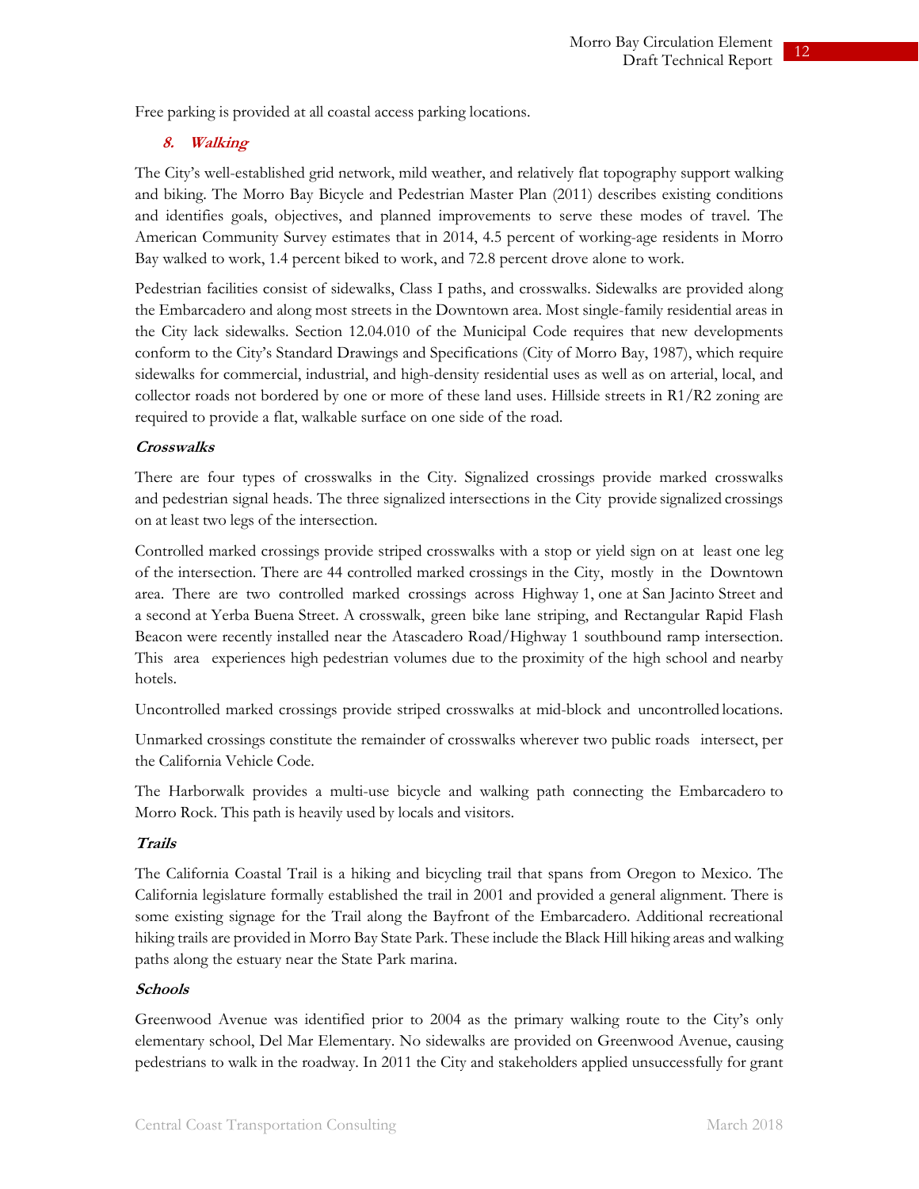Free parking is provided at all coastal access parking locations.

### *8. Walking*

The City's well-established grid network, mild weather, and relatively flat topography support walking and biking. The Morro Bay Bicycle and Pedestrian Master Plan (2011) describes existing conditions and identifies goals, objectives, and planned improvements to serve these modes of travel. The American Community Survey estimates that in 2014, 4.5 percent of working-age residents in Morro Bay walked to work, 1.4 percent biked to work, and 72.8 percent drove alone to work.

Pedestrian facilities consist of sidewalks, Class I paths, and crosswalks. Sidewalks are provided along the Embarcadero and along most streets in the Downtown area. Most single-family residential areas in the City lack sidewalks. Section 12.04.010 of the Municipal Code requires that new developments conform to the City's Standard Drawings and Specifications (City of Morro Bay, 1987), which require sidewalks for commercial, industrial, and high-density residential uses as well as on arterial, local, and collector roads not bordered by one or more of these land uses. Hillside streets in R1/R2 zoning are required to provide a flat, walkable surface on one side of the road.

#### *Crosswalks*

There are four types of crosswalks in the City. Signalized crossings provide marked crosswalks and pedestrian signal heads. The three signalized intersections in the City provide signalized crossings on at least two legs of the intersection.

Controlled marked crossings provide striped crosswalks with a stop or yield sign on at least one leg of the intersection. There are 44 controlled marked crossings in the City, mostly in the Downtown area. There are two controlled marked crossings across Highway 1, one at San Jacinto Street and a second at Yerba Buena Street. A crosswalk, green bike lane striping, and Rectangular Rapid Flash Beacon were recently installed near the Atascadero Road/Highway 1 southbound ramp intersection. This area experiences high pedestrian volumes due to the proximity of the high school and nearby hotels.

Uncontrolled marked crossings provide striped crosswalks at mid-block and uncontrolled locations.

Unmarked crossings constitute the remainder of crosswalks wherever two public roads intersect, per the California Vehicle Code.

The Harborwalk provides a multi-use bicycle and walking path connecting the Embarcadero to Morro Rock. This path is heavily used by locals and visitors.

#### *Trails*

The California Coastal Trail is a hiking and bicycling trail that spans from Oregon to Mexico. The California legislature formally established the trail in 2001 and provided a general alignment. There is some existing signage for the Trail along the Bayfront of the Embarcadero. Additional recreational hiking trails are provided in Morro Bay State Park. These include the Black Hill hiking areas and walking paths along the estuary near the State Park marina.

#### *Schools*

Greenwood Avenue was identified prior to 2004 as the primary walking route to the City's only elementary school, Del Mar Elementary. No sidewalks are provided on Greenwood Avenue, causing pedestrians to walk in the roadway. In 2011 the City and stakeholders applied unsuccessfully for grant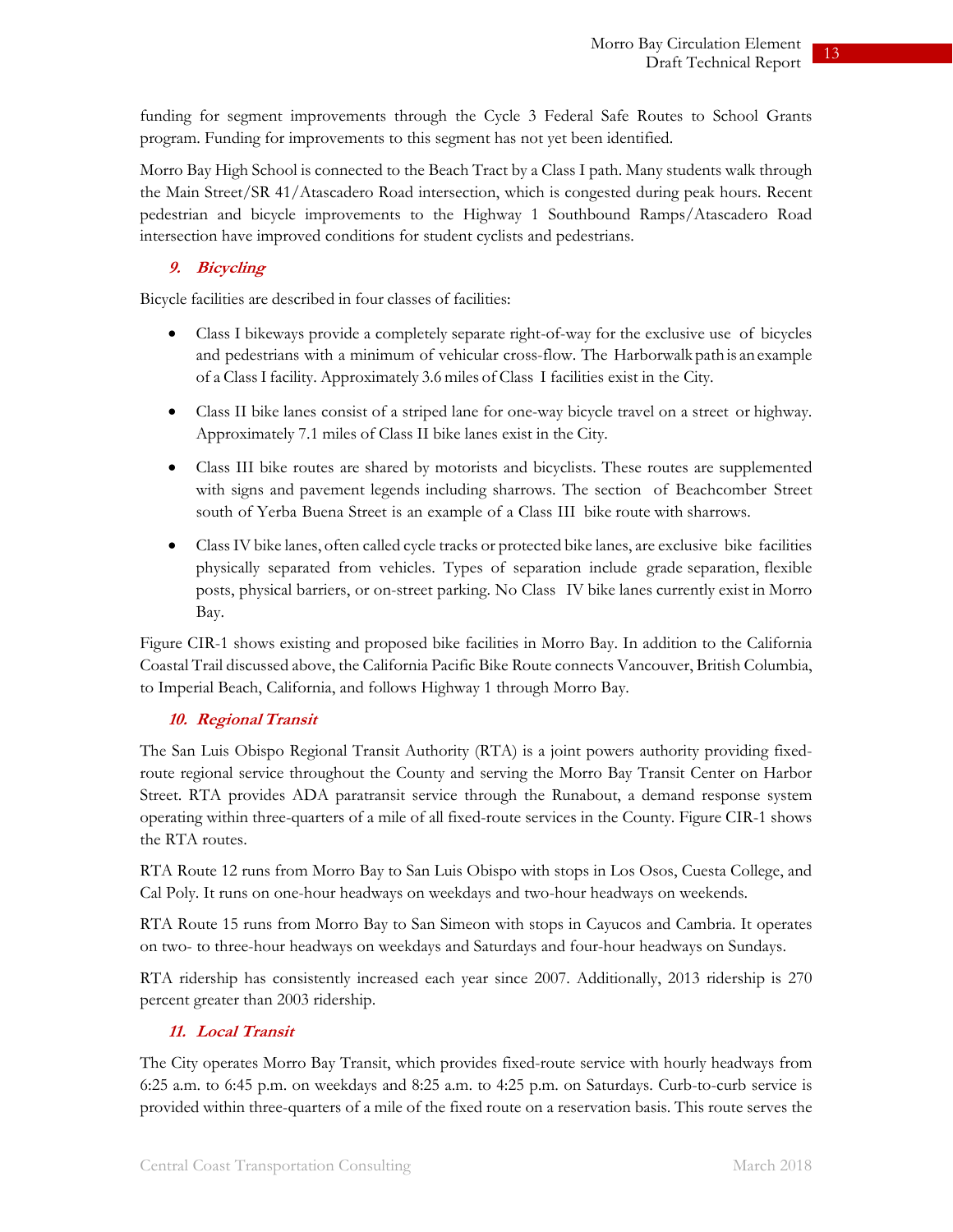funding for segment improvements through the Cycle 3 Federal Safe Routes to School Grants program. Funding for improvements to this segment has not yet been identified.

Morro Bay High School is connected to the Beach Tract by a Class I path. Many students walk through the Main Street/SR 41/Atascadero Road intersection, which is congested during peak hours. Recent pedestrian and bicycle improvements to the Highway 1 Southbound Ramps/Atascadero Road intersection have improved conditions for student cyclists and pedestrians.

### *9. Bicycling*

Bicycle facilities are described in four classes of facilities:

- Class I bikeways provide a completely separate right-of-way for the exclusive use of bicycles and pedestrians with a minimum of vehicular cross-flow. The Harborwalk path is an example of a Class I facility. Approximately 3.6 miles of Class I facilities exist in the City.
- Class II bike lanes consist of a striped lane for one-way bicycle travel on a street or highway. Approximately 7.1 miles of Class II bike lanes exist in the City.
- Class III bike routes are shared by motorists and bicyclists. These routes are supplemented with signs and pavement legends including sharrows. The section of Beachcomber Street south of Yerba Buena Street is an example of a Class III bike route with sharrows.
- Class IV bike lanes, often called cycle tracks or protected bike lanes, are exclusive bike facilities physically separated from vehicles. Types of separation include grade separation, flexible posts, physical barriers, or on-street parking. No Class IV bike lanes currently exist in Morro Bay.

Figure CIR-1 shows existing and proposed bike facilities in Morro Bay. In addition to the California Coastal Trail discussed above, the California Pacific Bike Route connects Vancouver, British Columbia, to Imperial Beach, California, and follows Highway 1 through Morro Bay.

### *10. Regional Transit*

The San Luis Obispo Regional Transit Authority (RTA) is a joint powers authority providing fixed-route regional service throughout the County and serving the Morro Bay Transit Center on Harbor Street. RTA provides ADA paratransit service through the Runabout, a demand response system operating within three-quarters of a mile of all fixed-route services in the County. Figure CIR-1 shows the RTA routes.

RTA Route 12 runs from Morro Bay to San Luis Obispo with stops in Los Osos, Cuesta College, and Cal Poly. It runs on one-hour headways on weekdays and two-hour headways on weekends.

RTA Route 15 runs from Morro Bay to San Simeon with stops in Cayucos and Cambria. It operates on two- to three-hour headways on weekdays and Saturdays and four-hour headways on Sundays.

RTA ridership has consistently increased each year since 2007. Additionally, 2013 ridership is 270 percent greater than 2003 ridership.

### *11. Local Transit*

The City operates Morro Bay Transit, which provides fixed-route service with hourly headways from 6:25 a.m. to 6:45 p.m. on weekdays and 8:25 a.m. to 4:25 p.m. on Saturdays. Curb-to-curb service is provided within three-quarters of a mile of the fixed route on a reservation basis. This route serves the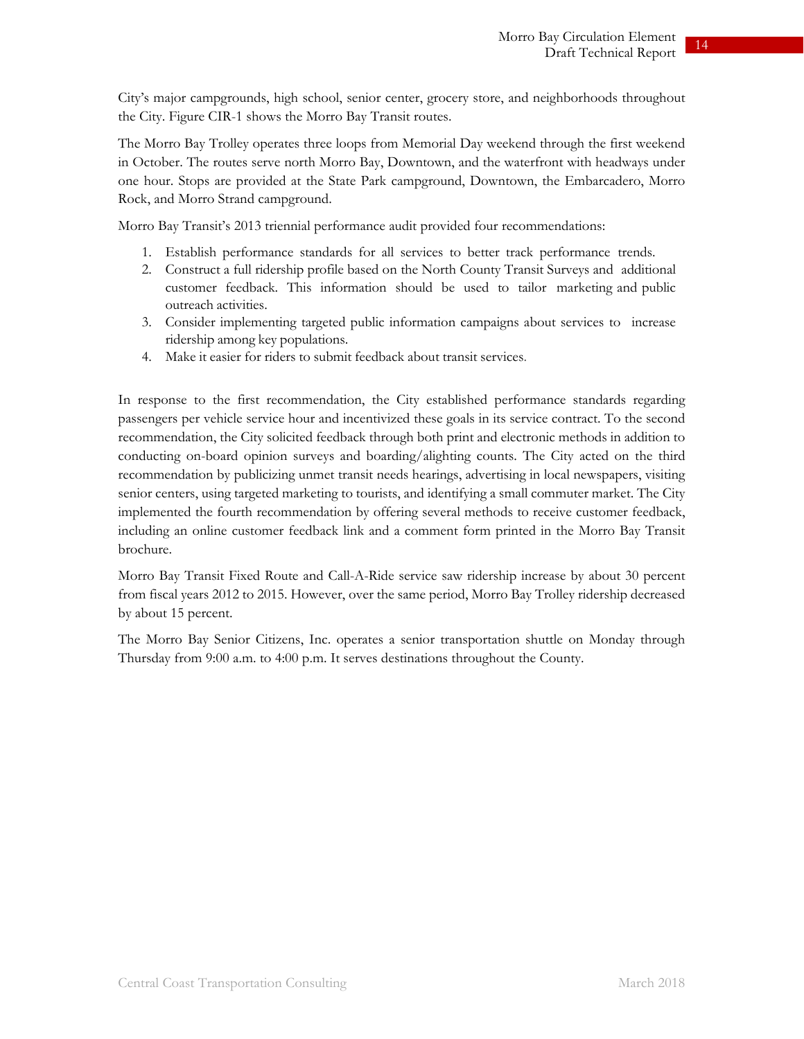City's major campgrounds, high school, senior center, grocery store, and neighborhoods throughout the City. Figure CIR-1 shows the Morro Bay Transit routes.

The Morro Bay Trolley operates three loops from Memorial Day weekend through the first weekend in October. The routes serve north Morro Bay, Downtown, and the waterfront with headways under one hour. Stops are provided at the State Park campground, Downtown, the Embarcadero, Morro Rock, and Morro Strand campground.

Morro Bay Transit's 2013 triennial performance audit provided four recommendations:

1. Establish performance standards for all services to better track performance trends.
2. Construct a full ridership profile based on the North County Transit Surveys and additional customer feedback. This information should be used to tailor marketing and public outreach activities.
3. Consider implementing targeted public information campaigns about services to increase ridership among key populations.
4. Make it easier for riders to submit feedback about transit services.

In response to the first recommendation, the City established performance standards regarding passengers per vehicle service hour and incentivized these goals in its service contract. To the second recommendation, the City solicited feedback through both print and electronic methods in addition to conducting on-board opinion surveys and boarding/alighting counts. The City acted on the third recommendation by publicizing unmet transit needs hearings, advertising in local newspapers, visiting senior centers, using targeted marketing to tourists, and identifying a small commuter market. The City implemented the fourth recommendation by offering several methods to receive customer feedback, including an online customer feedback link and a comment form printed in the Morro Bay Transit brochure.

Morro Bay Transit Fixed Route and Call-A-Ride service saw ridership increase by about 30 percent from fiscal years 2012 to 2015. However, over the same period, Morro Bay Trolley ridership decreased by about 15 percent.

The Morro Bay Senior Citizens, Inc. operates a senior transportation shuttle on Monday through Thursday from 9:00 a.m. to 4:00 p.m. It serves destinations throughout the County.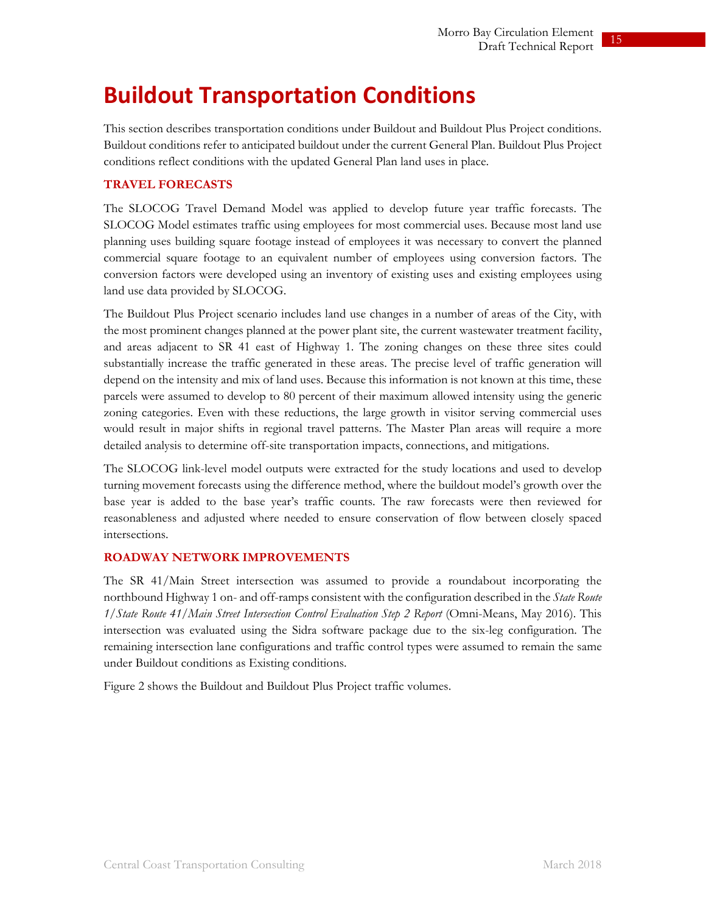# Buildout Transportation Conditions

This section describes transportation conditions under Buildout and Buildout Plus Project conditions. Buildout conditions refer to anticipated buildout under the current General Plan. Buildout Plus Project conditions reflect conditions with the updated General Plan land uses in place.

### TRAVEL FORECASTS

The SLOCOG Travel Demand Model was applied to develop future year traffic forecasts. The SLOCOG Model estimates traffic using employees for most commercial uses. Because most land use planning uses building square footage instead of employees it was necessary to convert the planned commercial square footage to an equivalent number of employees using conversion factors. The conversion factors were developed using an inventory of existing uses and existing employees using land use data provided by SLOCOG.

The Buildout Plus Project scenario includes land use changes in a number of areas of the City, with the most prominent changes planned at the power plant site, the current wastewater treatment facility, and areas adjacent to SR 41 east of Highway 1. The zoning changes on these three sites could substantially increase the traffic generated in these areas. The precise level of traffic generation will depend on the intensity and mix of land uses. Because this information is not known at this time, these parcels were assumed to develop to 80 percent of their maximum allowed intensity using the generic zoning categories. Even with these reductions, the large growth in visitor serving commercial uses would result in major shifts in regional travel patterns. The Master Plan areas will require a more detailed analysis to determine off-site transportation impacts, connections, and mitigations.

The SLOCOG link-level model outputs were extracted for the study locations and used to develop turning movement forecasts using the difference method, where the buildout model's growth over the base year is added to the base year's traffic counts. The raw forecasts were then reviewed for reasonableness and adjusted where needed to ensure conservation of flow between closely spaced intersections.

### ROADWAY NETWORK IMPROVEMENTS

The SR 41/Main Street intersection was assumed to provide a roundabout incorporating the northbound Highway 1 on- and off-ramps consistent with the configuration described in the *State Route 1/State Route 41/Main Street Intersection Control Evaluation Step 2 Report* (Omni-Means, May 2016). This intersection was evaluated using the Sidra software package due to the six-leg configuration. The remaining intersection lane configurations and traffic control types were assumed to remain the same under Buildout conditions as Existing conditions.

Figure 2 shows the Buildout and Buildout Plus Project traffic volumes.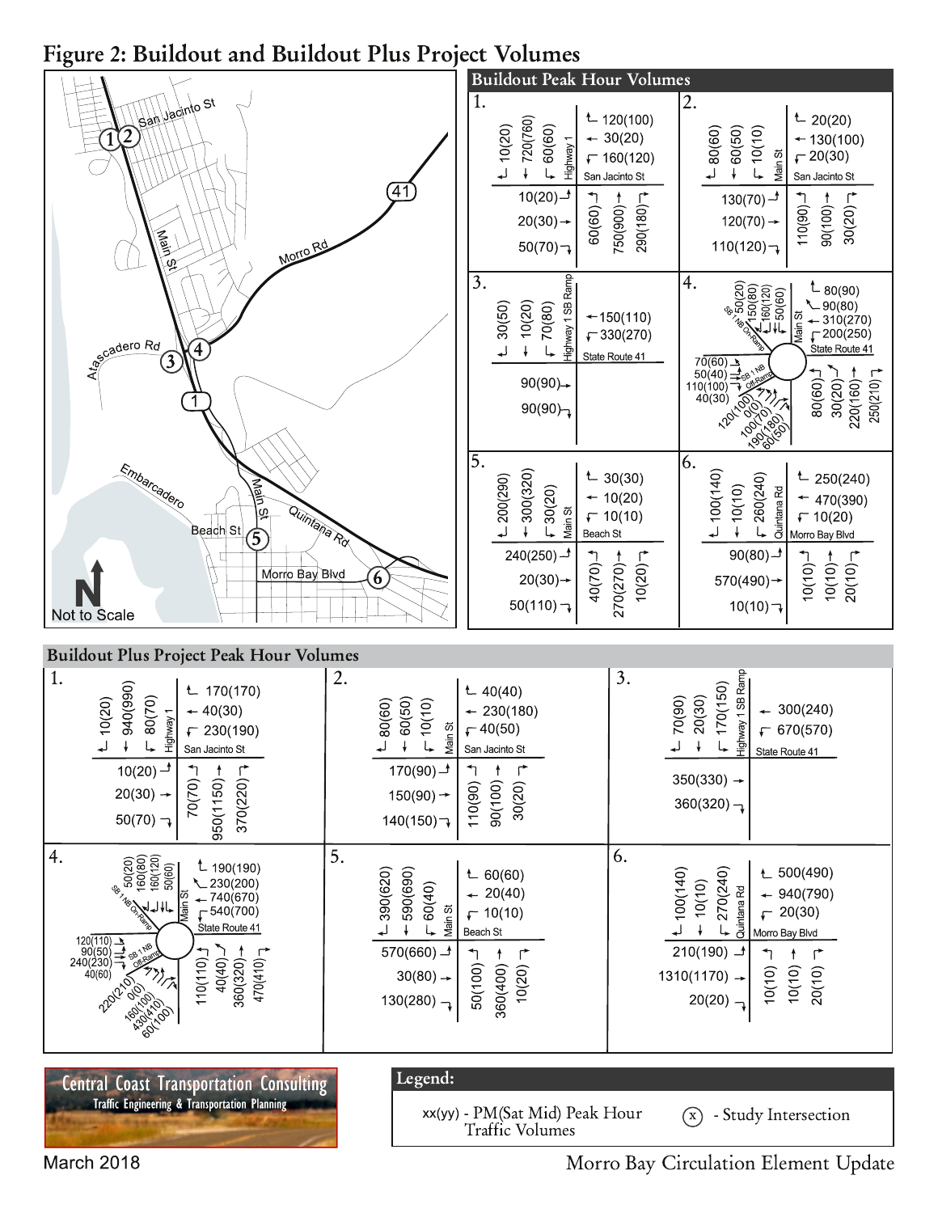# Figure 2: Buildout and Buildout Plus Project Volumes

San Jacinto St
Main St
Morro Rd
41
Atascadero Rd
1
Embarcadero
Beach St
Quintana Rd
Morro Bay Blvd
N
Not to Scale

## Buildout Peak Hour Volumes

**1.** Highway 1 / San Jacinto St

10(20) 720(760) 60(60)
120(100) 30(20) 160(120)
10(20) 20(30) 50(70)
60(60) 750(900) 290(180)

**2.** Main St / San Jacinto St

80(60) 60(50) 10(10)
20(20) 130(100) 20(30)
130(70) 120(70) 110(120)
110(90) 90(100) 30(20)

**3.** Highway 1 SB Ramp / State Route 41

30(50) 10(20) 70(80)
150(110) 330(270)
90(90) 90(90)

**4.** Main St / State Route 41 (SB 1 NB On-Ramp, SB 1 NB Off-Ramp)

50(20) 150(80) 160(120) 50(60)
80(90) 90(80) 310(270) 200(250)
70(60) 50(40) 110(100) 40(30)
120(100) 0(0) 100(70) 190(180) 60(50)
80(60) 30(20) 220(160) 250(210)

**5.** Main St / Beach St

200(290) 300(320) 30(20)
30(30) 10(20) 10(10)
240(250) 20(30) 50(110)
40(70) 270(270) 10(20)

**6.** Quintana Rd / Morro Bay Blvd

100(140) 10(10) 260(240)
250(240) 470(390) 10(20)
90(80) 570(490) 10(10)
10(10) 10(10) 20(10)

## Buildout Plus Project Peak Hour Volumes

**1.** Highway 1 / San Jacinto St

10(20) 940(990) 80(70)
170(170) 40(30) 230(190)
10(20) 20(30) 50(70)
70(70) 950(1150) 370(220)

**2.** Main St / San Jacinto St

80(60) 60(50) 10(10)
40(40) 230(180) 40(50)
170(90) 150(90) 140(150)
110(90) 90(100) 30(20)

**3.** Highway 1 SB Ramp / State Route 41

70(90) 20(30) 170(150)
300(240) 670(570)
350(330) 360(320)

**4.** Main St / State Route 41 (SB 1 NB On-Ramp, SB 1 NB Off-Ramp)

50(20) 160(80) 160(120) 50(60)
190(190) 230(200) 740(670) 540(700)
120(110) 90(50) 240(230) 40(60)
220(210) 0(0) 160(100) 430(410) 60(100)
110(110) 40(40) 360(320) 470(410)

**5.** Main St / Beach St

390(620) 590(690) 60(40)
60(60) 20(40) 10(10)
570(660) 30(80) 130(280)
50(100) 360(400) 10(20)

**6.** Quintana Rd / Morro Bay Blvd

100(140) 10(10) 270(240)
500(490) 940(790) 20(30)
210(190) 1310(1170) 20(20)
10(10) 10(10) 20(10)

Central Coast Transportation Consulting
Traffic Engineering & Transportation Planning

**Legend:**

xx(yy) - PM(Sat Mid) Peak Hour Traffic Volumes

(x) - Study Intersection

March 2018

Morro Bay Circulation Element Update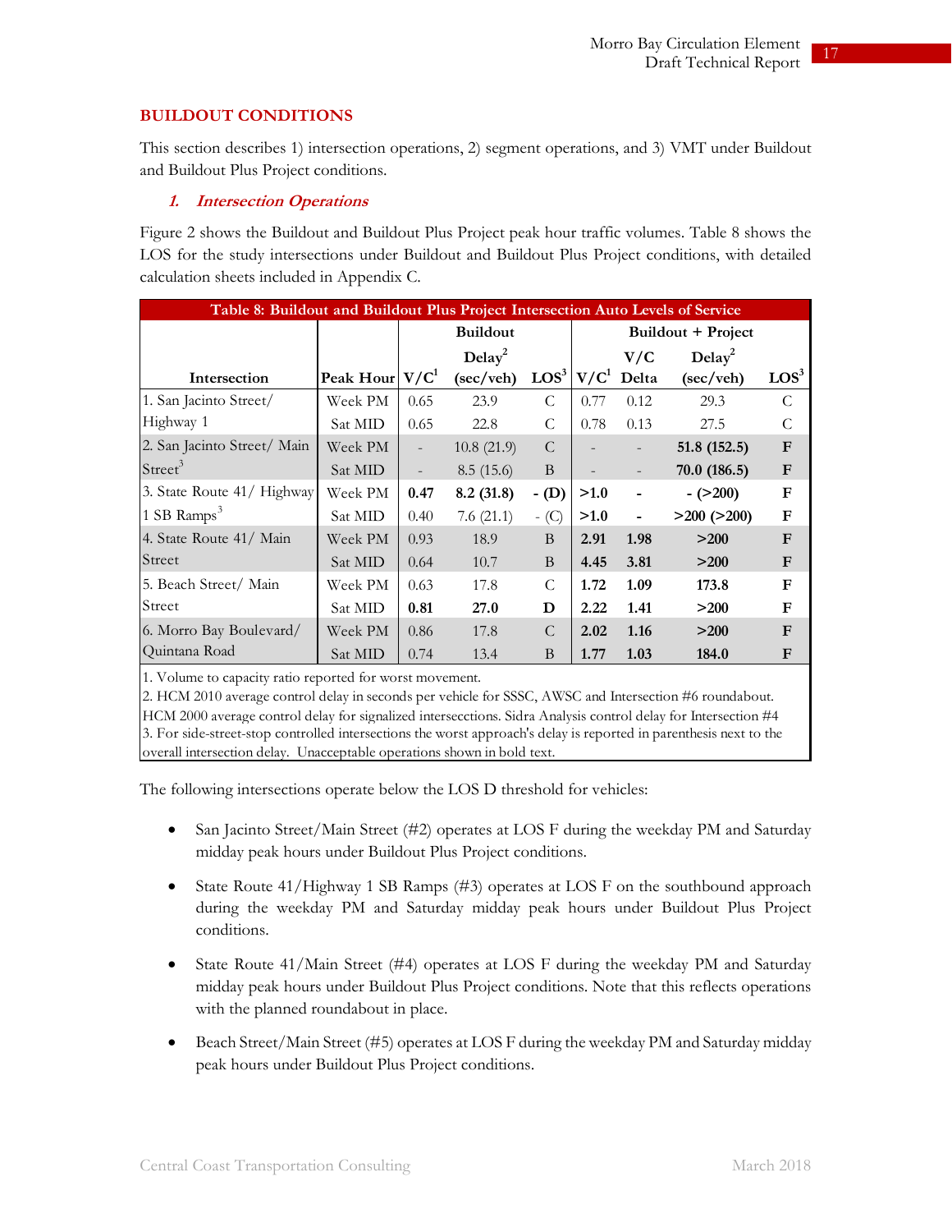## BUILDOUT CONDITIONS

This section describes 1) intersection operations, 2) segment operations, and 3) VMT under Buildout and Buildout Plus Project conditions.

### *1. Intersection Operations*

Figure 2 shows the Buildout and Buildout Plus Project peak hour traffic volumes. Table 8 shows the LOS for the study intersections under Buildout and Buildout Plus Project conditions, with detailed calculation sheets included in Appendix C.

**Table 8: Buildout and Buildout Plus Project Intersection Auto Levels of Service**

| Intersection | Peak Hour | Buildout | | | Buildout + Project | | | |
|---|---|---|---|---|---|---|---|---|
| | | V/C[1] | Delay[2] (sec/veh) | LOS[3] | V/C[1] | V/C Delta | Delay[2] (sec/veh) | LOS[3] |
| 1. San Jacinto Street/ Highway 1 | Week PM | 0.65 | 23.9 | C | 0.77 | 0.12 | 29.3 | C |
| | Sat MID | 0.65 | 22.8 | C | 0.78 | 0.13 | 27.5 | C |
| 2. San Jacinto Street/ Main Street[3] | Week PM | - | 10.8 (21.9) | C | - | - | **51.8 (152.5)** | **F** |
| | Sat MID | - | 8.5 (15.6) | B | - | - | **70.0 (186.5)** | **F** |
| 3. State Route 41/ Highway 1 SB Ramps[3] | Week PM | **0.47** | **8.2 (31.8)** | **- (D)** | **>1.0** | **-** | **- (>200)** | **F** |
| | Sat MID | 0.40 | 7.6 (21.1) | - (C) | **>1.0** | **-** | **>200 (>200)** | **F** |
| 4. State Route 41/ Main Street | Week PM | 0.93 | 18.9 | B | **2.91** | **1.98** | **>200** | **F** |
| | Sat MID | 0.64 | 10.7 | B | **4.45** | **3.81** | **>200** | **F** |
| 5. Beach Street/ Main Street | Week PM | 0.63 | 17.8 | C | **1.72** | **1.09** | **173.8** | **F** |
| | Sat MID | **0.81** | **27.0** | **D** | **2.22** | **1.41** | **>200** | **F** |
| 6. Morro Bay Boulevard/ Quintana Road | Week PM | 0.86 | 17.8 | C | **2.02** | **1.16** | **>200** | **F** |
| | Sat MID | 0.74 | 13.4 | B | **1.77** | **1.03** | **184.0** | **F** |

1. Volume to capacity ratio reported for worst movement.
2. HCM 2010 average control delay in seconds per vehicle for SSSC, AWSC and Intersection #6 roundabout. HCM 2000 average control delay for signalized intersecctions. Sidra Analysis control delay for Intersection #4
3. For side-street-stop controlled intersections the worst approach's delay is reported in parenthesis next to the overall intersection delay. Unacceptable operations shown in bold text.

The following intersections operate below the LOS D threshold for vehicles:

- San Jacinto Street/Main Street (#2) operates at LOS F during the weekday PM and Saturday midday peak hours under Buildout Plus Project conditions.
- State Route 41/Highway 1 SB Ramps (#3) operates at LOS F on the southbound approach during the weekday PM and Saturday midday peak hours under Buildout Plus Project conditions.
- State Route 41/Main Street (#4) operates at LOS F during the weekday PM and Saturday midday peak hours under Buildout Plus Project conditions. Note that this reflects operations with the planned roundabout in place.
- Beach Street/Main Street (#5) operates at LOS F during the weekday PM and Saturday midday peak hours under Buildout Plus Project conditions.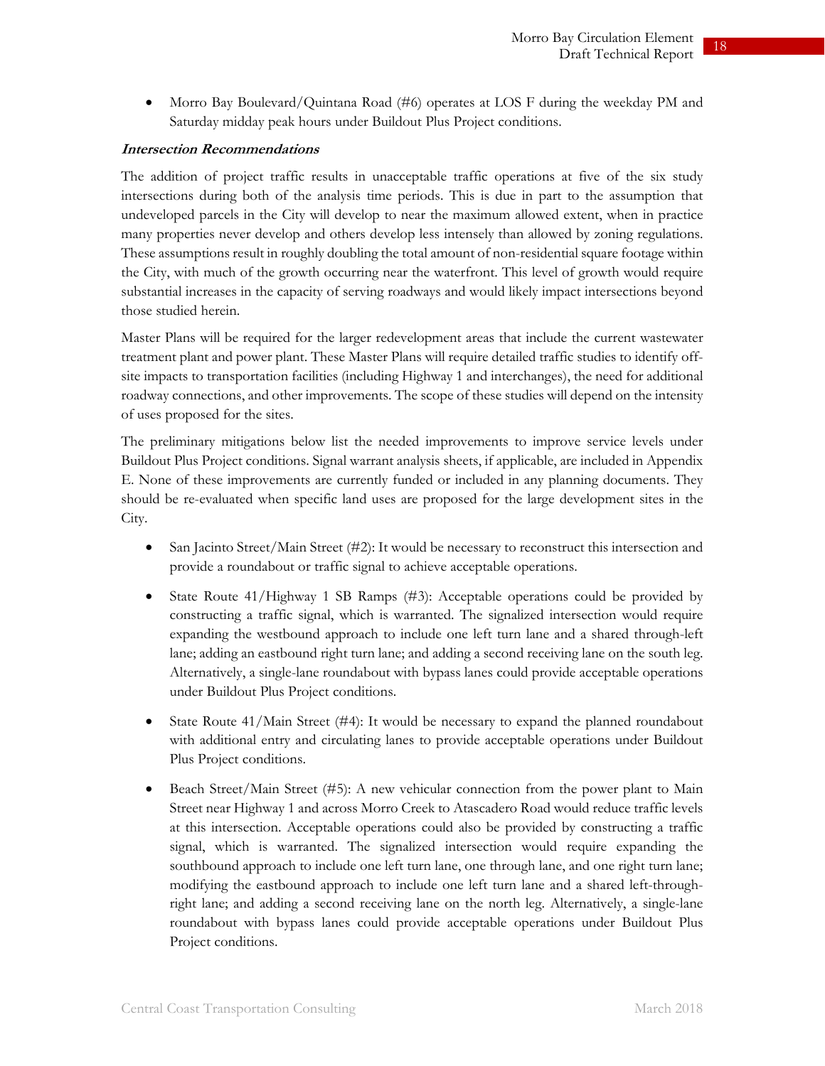- Morro Bay Boulevard/Quintana Road (#6) operates at LOS F during the weekday PM and Saturday midday peak hours under Buildout Plus Project conditions.

***Intersection Recommendations***

The addition of project traffic results in unacceptable traffic operations at five of the six study intersections during both of the analysis time periods. This is due in part to the assumption that undeveloped parcels in the City will develop to near the maximum allowed extent, when in practice many properties never develop and others develop less intensely than allowed by zoning regulations. These assumptions result in roughly doubling the total amount of non-residential square footage within the City, with much of the growth occurring near the waterfront. This level of growth would require substantial increases in the capacity of serving roadways and would likely impact intersections beyond those studied herein.

Master Plans will be required for the larger redevelopment areas that include the current wastewater treatment plant and power plant. These Master Plans will require detailed traffic studies to identify off-site impacts to transportation facilities (including Highway 1 and interchanges), the need for additional roadway connections, and other improvements. The scope of these studies will depend on the intensity of uses proposed for the sites.

The preliminary mitigations below list the needed improvements to improve service levels under Buildout Plus Project conditions. Signal warrant analysis sheets, if applicable, are included in Appendix E. None of these improvements are currently funded or included in any planning documents. They should be re-evaluated when specific land uses are proposed for the large development sites in the City.

- San Jacinto Street/Main Street (#2): It would be necessary to reconstruct this intersection and provide a roundabout or traffic signal to achieve acceptable operations.
- State Route 41/Highway 1 SB Ramps (#3): Acceptable operations could be provided by constructing a traffic signal, which is warranted. The signalized intersection would require expanding the westbound approach to include one left turn lane and a shared through-left lane; adding an eastbound right turn lane; and adding a second receiving lane on the south leg. Alternatively, a single-lane roundabout with bypass lanes could provide acceptable operations under Buildout Plus Project conditions.
- State Route 41/Main Street (#4): It would be necessary to expand the planned roundabout with additional entry and circulating lanes to provide acceptable operations under Buildout Plus Project conditions.
- Beach Street/Main Street (#5): A new vehicular connection from the power plant to Main Street near Highway 1 and across Morro Creek to Atascadero Road would reduce traffic levels at this intersection. Acceptable operations could also be provided by constructing a traffic signal, which is warranted. The signalized intersection would require expanding the southbound approach to include one left turn lane, one through lane, and one right turn lane; modifying the eastbound approach to include one left turn lane and a shared left-through-right lane; and adding a second receiving lane on the north leg. Alternatively, a single-lane roundabout with bypass lanes could provide acceptable operations under Buildout Plus Project conditions.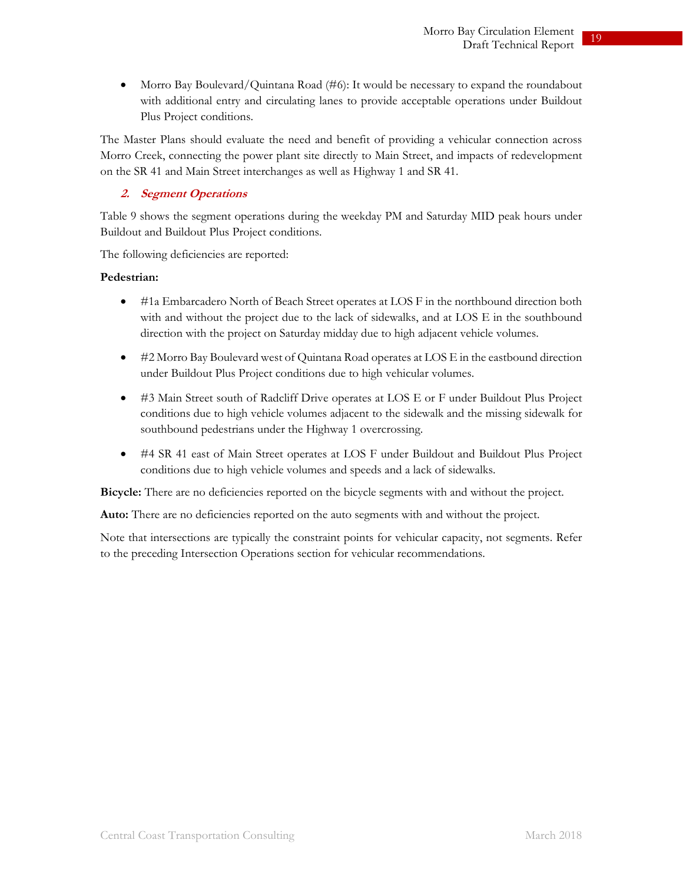- Morro Bay Boulevard/Quintana Road (#6): It would be necessary to expand the roundabout with additional entry and circulating lanes to provide acceptable operations under Buildout Plus Project conditions.

The Master Plans should evaluate the need and benefit of providing a vehicular connection across Morro Creek, connecting the power plant site directly to Main Street, and impacts of redevelopment on the SR 41 and Main Street interchanges as well as Highway 1 and SR 41.

### *2. Segment Operations*

Table 9 shows the segment operations during the weekday PM and Saturday MID peak hours under Buildout and Buildout Plus Project conditions.

The following deficiencies are reported:

**Pedestrian:**

- #1a Embarcadero North of Beach Street operates at LOS F in the northbound direction both with and without the project due to the lack of sidewalks, and at LOS E in the southbound direction with the project on Saturday midday due to high adjacent vehicle volumes.
- #2 Morro Bay Boulevard west of Quintana Road operates at LOS E in the eastbound direction under Buildout Plus Project conditions due to high vehicular volumes.
- #3 Main Street south of Radcliff Drive operates at LOS E or F under Buildout Plus Project conditions due to high vehicle volumes adjacent to the sidewalk and the missing sidewalk for southbound pedestrians under the Highway 1 overcrossing.
- #4 SR 41 east of Main Street operates at LOS F under Buildout and Buildout Plus Project conditions due to high vehicle volumes and speeds and a lack of sidewalks.

**Bicycle:** There are no deficiencies reported on the bicycle segments with and without the project.

**Auto:** There are no deficiencies reported on the auto segments with and without the project.

Note that intersections are typically the constraint points for vehicular capacity, not segments. Refer to the preceding Intersection Operations section for vehicular recommendations.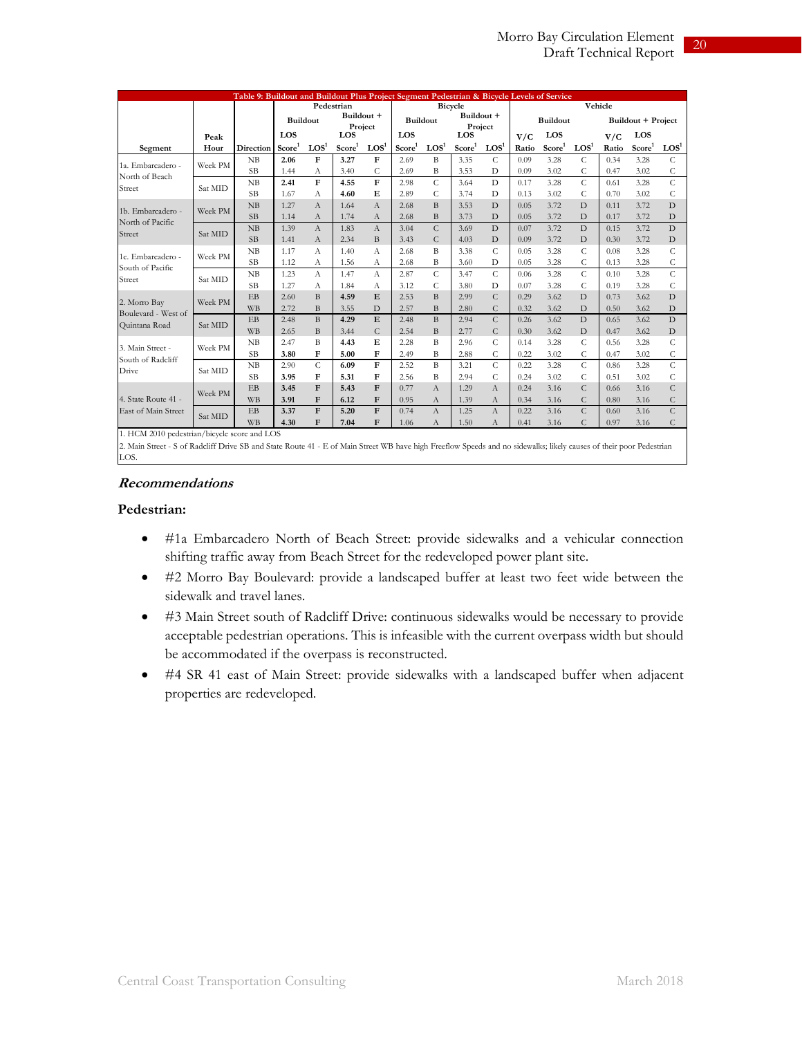| Table 9: Buildout and Buildout Plus Project Segment Pedestrian & Bicycle Levels of Service | | | | | | | | | | | | | | | | | | |
|---|---|---|---|---|---|---|---|---|---|---|---|---|---|---|---|---|---|---|
| | | | Pedestrian | | | | Bicycle | | | | Vehicle | | | | | | | |
| | | | Buildout | | Buildout + Project | | Buildout | | Buildout + Project | | Buildout | | | Buildout + Project | | | | |
| Segment | Peak Hour | Direction | LOS Score[1] | LOS[1] | LOS Score[1] | LOS[1] | LOS Score[1] | LOS[1] | LOS Score[1] | LOS[1] | V/C Ratio | LOS Score[1] | LOS[1] | V/C Ratio | LOS Score[1] | LOS[1] | | |
| 1a. Embarcadero - North of Beach Street | Week PM | NB | **2.06** | **F** | **3.27** | **F** | 2.69 | B | 3.35 | C | 0.09 | 3.28 | C | 0.34 | 3.28 | C | | |
| | | SB | 1.44 | A | 3.40 | C | 2.69 | B | 3.53 | D | 0.09 | 3.02 | C | 0.47 | 3.02 | C | | |
| | Sat MID | NB | **2.41** | **F** | **4.55** | **F** | 2.98 | C | 3.64 | D | 0.17 | 3.28 | C | 0.61 | 3.28 | C | | |
| | | SB | 1.67 | A | **4.60** | **E** | 2.89 | C | 3.74 | D | 0.13 | 3.02 | C | 0.70 | 3.02 | C | | |
| 1b. Embarcadero - North of Pacific Street | Week PM | NB | 1.27 | A | 1.64 | A | 2.68 | B | 3.53 | D | 0.05 | 3.72 | D | 0.11 | 3.72 | D | | |
| | | SB | 1.14 | A | 1.74 | A | 2.68 | B | 3.73 | D | 0.05 | 3.72 | D | 0.17 | 3.72 | D | | |
| | Sat MID | NB | 1.39 | A | 1.83 | A | 3.04 | C | 3.69 | D | 0.07 | 3.72 | D | 0.15 | 3.72 | D | | |
| | | SB | 1.41 | A | 2.34 | B | 3.43 | C | 4.03 | D | 0.09 | 3.72 | D | 0.30 | 3.72 | D | | |
| 1c. Embarcadero - South of Pacific Street | Week PM | NB | 1.17 | A | 1.40 | A | 2.68 | B | 3.38 | C | 0.05 | 3.28 | C | 0.08 | 3.28 | C | | |
| | | SB | 1.12 | A | 1.56 | A | 2.68 | B | 3.60 | D | 0.05 | 3.28 | C | 0.13 | 3.28 | C | | |
| | Sat MID | NB | 1.23 | A | 1.47 | A | 2.87 | C | 3.47 | C | 0.06 | 3.28 | C | 0.10 | 3.28 | C | | |
| | | SB | 1.27 | A | 1.84 | A | 3.12 | C | 3.80 | D | 0.07 | 3.28 | C | 0.19 | 3.28 | C | | |
| 2. Morro Bay Boulevard - West of Quintana Road | Week PM | EB | 2.60 | B | **4.59** | **E** | 2.53 | B | 2.99 | C | 0.29 | 3.62 | D | 0.73 | 3.62 | D | | |
| | | WB | 2.72 | B | 3.55 | D | 2.57 | B | 2.80 | C | 0.32 | 3.62 | D | 0.50 | 3.62 | D | | |
| | Sat MID | EB | 2.48 | B | **4.29** | **E** | 2.48 | B | 2.94 | C | 0.26 | 3.62 | D | 0.65 | 3.62 | D | | |
| | | WB | 2.65 | B | 3.44 | C | 2.54 | B | 2.77 | C | 0.30 | 3.62 | D | 0.47 | 3.62 | D | | |
| 3. Main Street - South of Radcliff Drive | Week PM | NB | 2.47 | B | **4.43** | **E** | 2.28 | B | 2.96 | C | 0.14 | 3.28 | C | 0.56 | 3.28 | C | | |
| | | SB | **3.80** | **F** | **5.00** | **F** | 2.49 | B | 2.88 | C | 0.22 | 3.02 | C | 0.47 | 3.02 | C | | |
| | Sat MID | NB | 2.90 | C | **6.09** | **F** | 2.52 | B | 3.21 | C | 0.22 | 3.28 | C | 0.86 | 3.28 | C | | |
| | | SB | **3.95** | **F** | **5.31** | **F** | 2.56 | B | 2.94 | C | 0.24 | 3.02 | C | 0.51 | 3.02 | C | | |
| 4. State Route 41 - East of Main Street | Week PM | EB | **3.45** | **F** | **5.43** | **F** | 0.77 | A | 1.29 | A | 0.24 | 3.16 | C | 0.66 | 3.16 | C | | |
| | | WB | **3.91** | **F** | **6.12** | **F** | 0.95 | A | 1.39 | A | 0.34 | 3.16 | C | 0.80 | 3.16 | C | | |
| | Sat MID | EB | **3.37** | **F** | **5.20** | **F** | 0.74 | A | 1.25 | A | 0.22 | 3.16 | C | 0.60 | 3.16 | C | | |
| | | WB | **4.30** | **F** | **7.04** | **F** | 1.06 | A | 1.50 | A | 0.41 | 3.16 | C | 0.97 | 3.16 | C | | |

1. HCM 2010 pedestrian/bicycle score and LOS

2. Main Street - S of Radcliff Drive SB and State Route 41 - E of Main Street WB have high Freeflow Speeds and no sidewalks; likely causes of their poor Pedestrian LOS.

## *Recommendations*

### Pedestrian:

- #1a Embarcadero North of Beach Street: provide sidewalks and a vehicular connection shifting traffic away from Beach Street for the redeveloped power plant site.
- #2 Morro Bay Boulevard: provide a landscaped buffer at least two feet wide between the sidewalk and travel lanes.
- #3 Main Street south of Radcliff Drive: continuous sidewalks would be necessary to provide acceptable pedestrian operations. This is infeasible with the current overpass width but should be accommodated if the overpass is reconstructed.
- #4 SR 41 east of Main Street: provide sidewalks with a landscaped buffer when adjacent properties are redeveloped.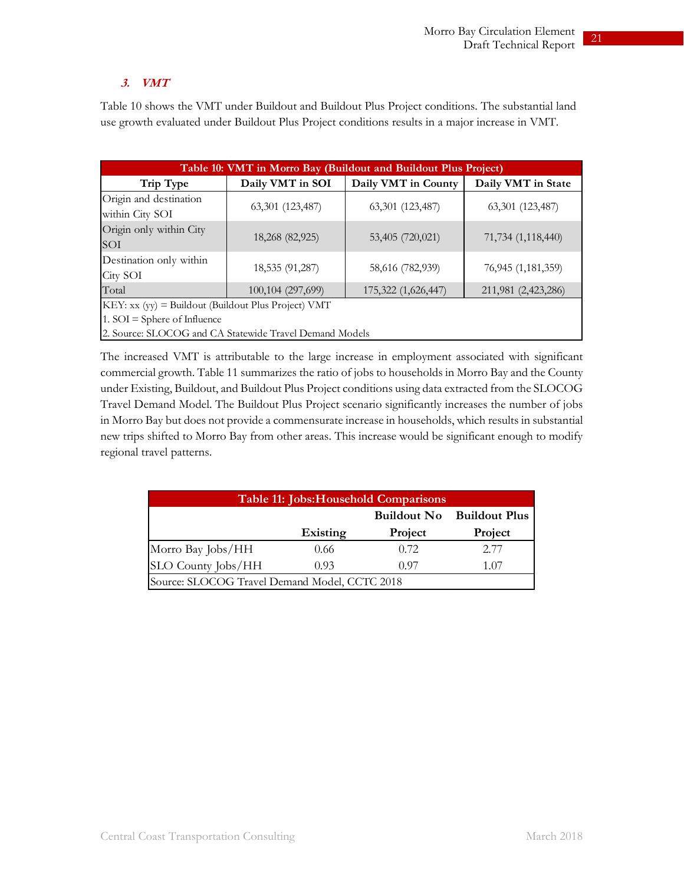### 3. *VMT*

Table 10 shows the VMT under Buildout and Buildout Plus Project conditions. The substantial land use growth evaluated under Buildout Plus Project conditions results in a major increase in VMT.

**Table 10: VMT in Morro Bay (Buildout and Buildout Plus Project)**

| Trip Type | Daily VMT in SOI | Daily VMT in County | Daily VMT in State |
|---|---|---|---|
| Origin and destination within City SOI | 63,301 (123,487) | 63,301 (123,487) | 63,301 (123,487) |
| Origin only within City SOI | 18,268 (82,925) | 53,405 (720,021) | 71,734 (1,118,440) |
| Destination only within City SOI | 18,535 (91,287) | 58,616 (782,939) | 76,945 (1,181,359) |
| Total | 100,104 (297,699) | 175,322 (1,626,447) | 211,981 (2,423,286) |

KEY: xx (yy) = Buildout (Buildout Plus Project) VMT
1. SOI = Sphere of Influence
2. Source: SLOCOG and CA Statewide Travel Demand Models

The increased VMT is attributable to the large increase in employment associated with significant commercial growth. Table 11 summarizes the ratio of jobs to households in Morro Bay and the County under Existing, Buildout, and Buildout Plus Project conditions using data extracted from the SLOCOG Travel Demand Model. The Buildout Plus Project scenario significantly increases the number of jobs in Morro Bay but does not provide a commensurate increase in households, which results in substantial new trips shifted to Morro Bay from other areas. This increase would be significant enough to modify regional travel patterns.

**Table 11: Jobs:Household Comparisons**

| | Existing | Buildout No Project | Buildout Plus Project |
|---|---|---|---|
| Morro Bay Jobs/HH | 0.66 | 0.72 | 2.77 |
| SLO County Jobs/HH | 0.93 | 0.97 | 1.07 |

Source: SLOCOG Travel Demand Model, CCTC 2018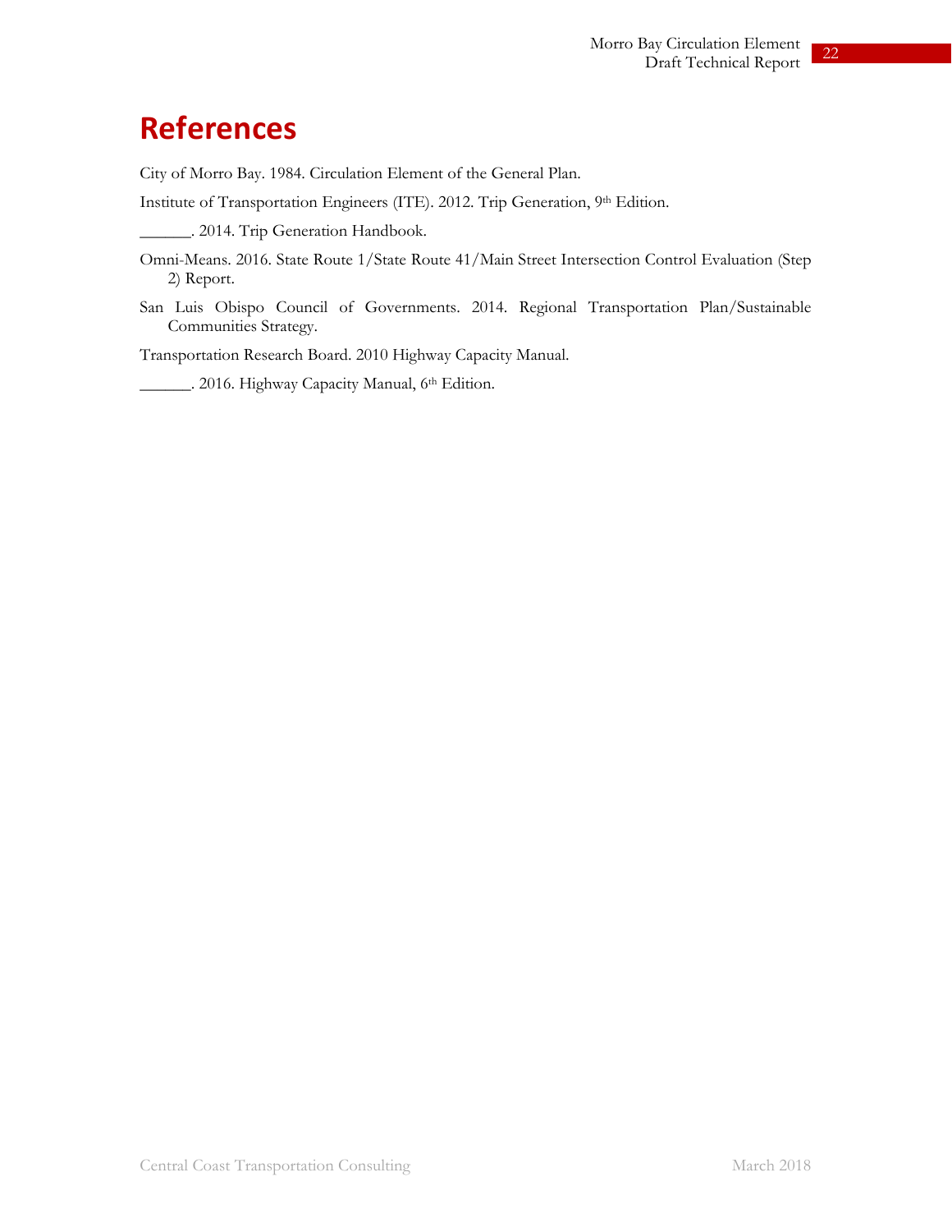# References

City of Morro Bay. 1984. Circulation Element of the General Plan.

Institute of Transportation Engineers (ITE). 2012. Trip Generation, 9th Edition.

______. 2014. Trip Generation Handbook.

Omni-Means. 2016. State Route 1/State Route 41/Main Street Intersection Control Evaluation (Step 2) Report.

San Luis Obispo Council of Governments. 2014. Regional Transportation Plan/Sustainable Communities Strategy.

Transportation Research Board. 2010 Highway Capacity Manual.

______. 2016. Highway Capacity Manual, 6th Edition.